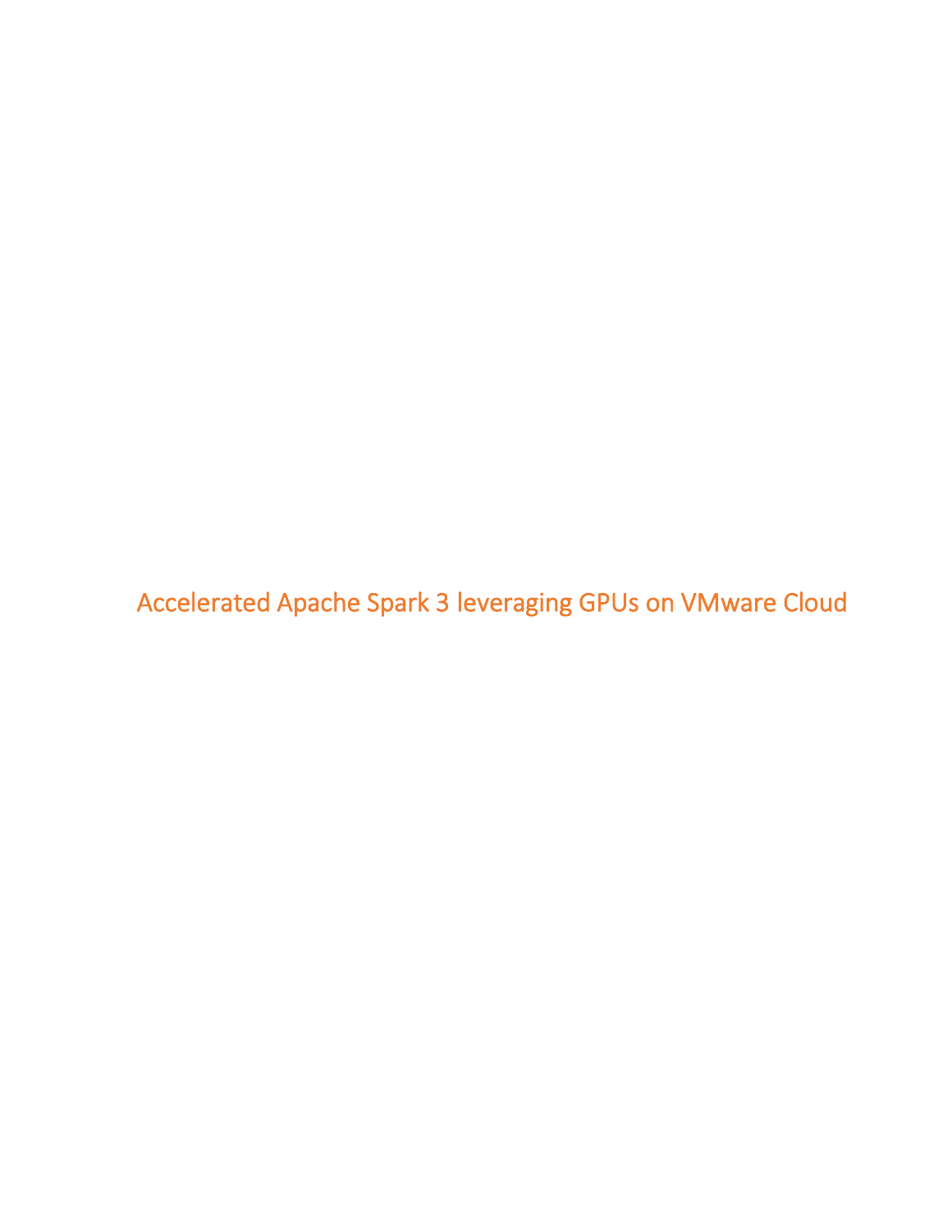# Accelerated Apache Spark 3 leveraging GPUs on VMware Cloud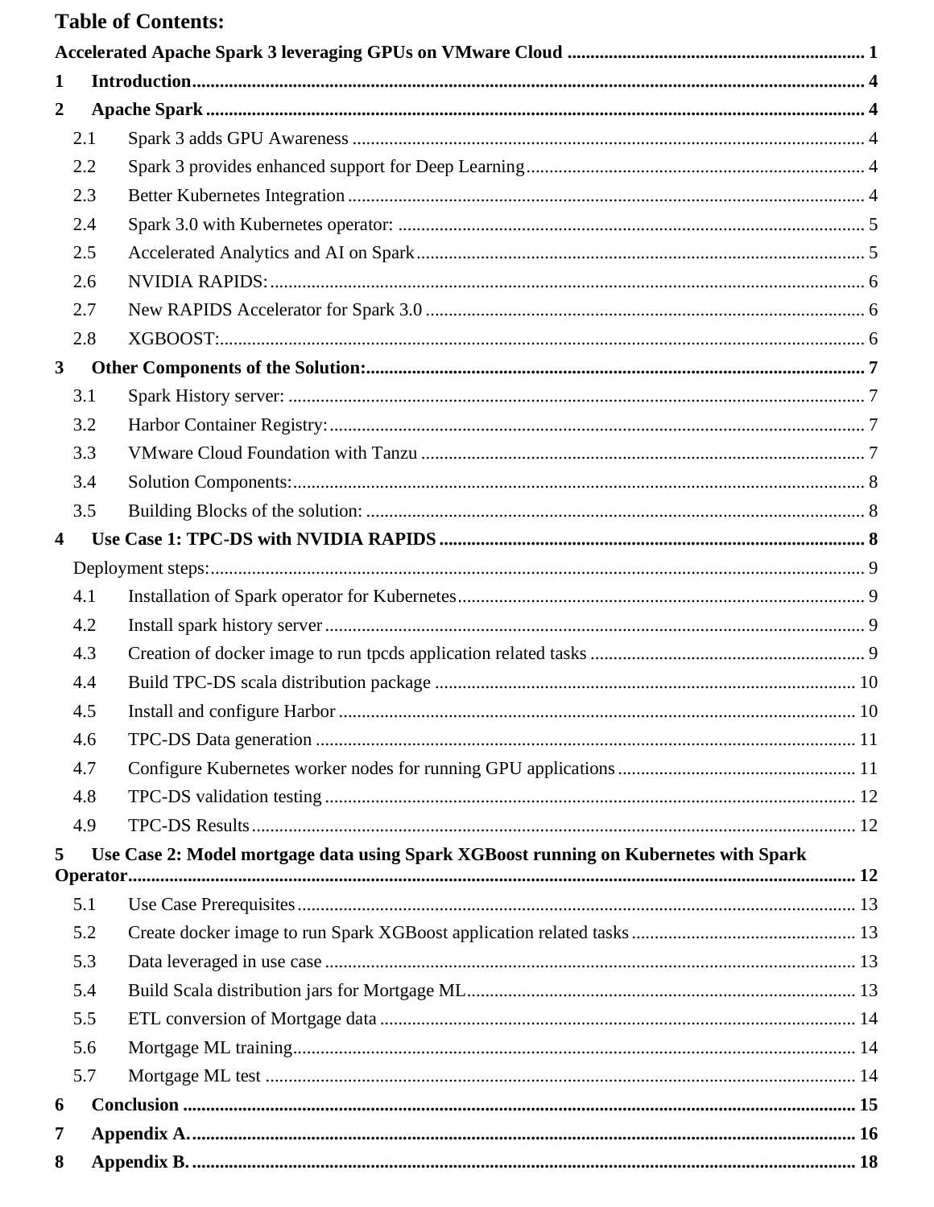**Table of Contents:**

**Accelerated Apache Spark 3 leveraging GPUs on VMware Cloud** ..... 1

**1 Introduction** ..... 4

**2 Apache Spark** ..... 4

- 2.1 Spark 3 adds GPU Awareness ..... 4
- 2.2 Spark 3 provides enhanced support for Deep Learning ..... 4
- 2.3 Better Kubernetes Integration ..... 4
- 2.4 Spark 3.0 with Kubernetes operator: ..... 5
- 2.5 Accelerated Analytics and AI on Spark ..... 5
- 2.6 NVIDIA RAPIDS: ..... 6
- 2.7 New RAPIDS Accelerator for Spark 3.0 ..... 6
- 2.8 XGBOOST: ..... 6

**3 Other Components of the Solution:** ..... 7

- 3.1 Spark History server: ..... 7
- 3.2 Harbor Container Registry: ..... 7
- 3.3 VMware Cloud Foundation with Tanzu ..... 7
- 3.4 Solution Components: ..... 8
- 3.5 Building Blocks of the solution: ..... 8

**4 Use Case 1: TPC-DS with NVIDIA RAPIDS** ..... 8

- Deployment steps: ..... 9
- 4.1 Installation of Spark operator for Kubernetes ..... 9
- 4.2 Install spark history server ..... 9
- 4.3 Creation of docker image to run tpcds application related tasks ..... 9
- 4.4 Build TPC-DS scala distribution package ..... 10
- 4.5 Install and configure Harbor ..... 10
- 4.6 TPC-DS Data generation ..... 11
- 4.7 Configure Kubernetes worker nodes for running GPU applications ..... 11
- 4.8 TPC-DS validation testing ..... 12
- 4.9 TPC-DS Results ..... 12

**5 Use Case 2: Model mortgage data using Spark XGBoost running on Kubernetes with Spark Operator** ..... 12

- 5.1 Use Case Prerequisites ..... 13
- 5.2 Create docker image to run Spark XGBoost application related tasks ..... 13
- 5.3 Data leveraged in use case ..... 13
- 5.4 Build Scala distribution jars for Mortgage ML ..... 13
- 5.5 ETL conversion of Mortgage data ..... 14
- 5.6 Mortgage ML training ..... 14
- 5.7 Mortgage ML test ..... 14

**6 Conclusion** ..... 15

**7 Appendix A.** ..... 16

**8 Appendix B.** ..... 18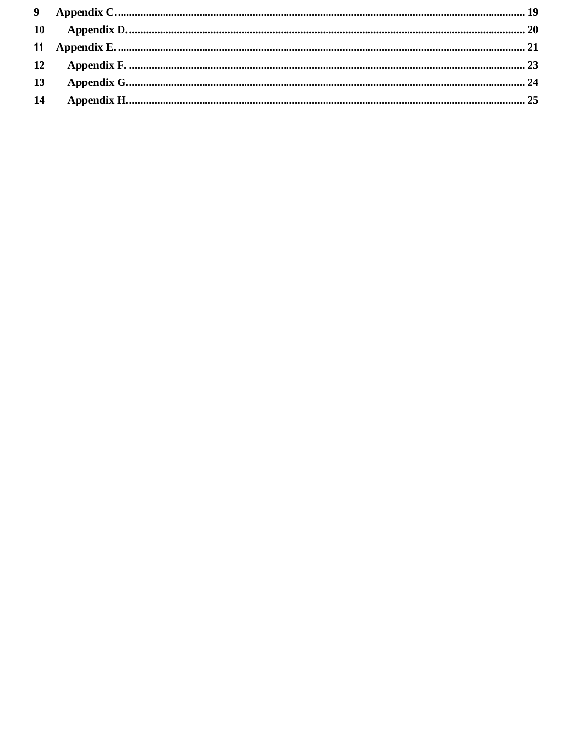9 **Appendix C.** ........................................................................................................................................ 19

10 **Appendix D.** ........................................................................................................................................ 20

11 **Appendix E.** ........................................................................................................................................ 21

12 **Appendix F.** ........................................................................................................................................ 23

13 **Appendix G.** ........................................................................................................................................ 24

14 **Appendix H.** ........................................................................................................................................ 25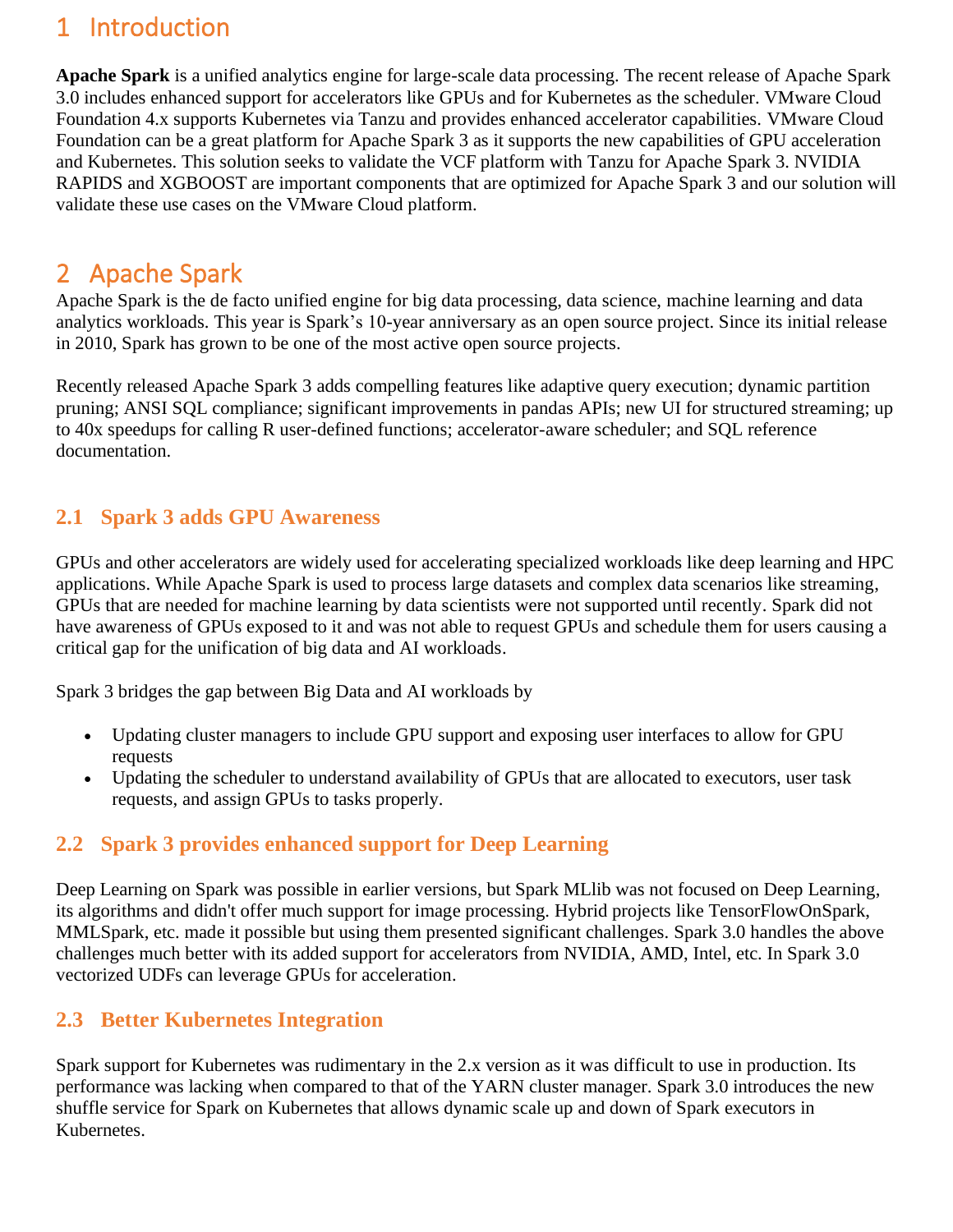# 1 Introduction

**Apache Spark** is a unified analytics engine for large-scale data processing. The recent release of Apache Spark 3.0 includes enhanced support for accelerators like GPUs and for Kubernetes as the scheduler. VMware Cloud Foundation 4.x supports Kubernetes via Tanzu and provides enhanced accelerator capabilities. VMware Cloud Foundation can be a great platform for Apache Spark 3 as it supports the new capabilities of GPU acceleration and Kubernetes. This solution seeks to validate the VCF platform with Tanzu for Apache Spark 3. NVIDIA RAPIDS and XGBOOST are important components that are optimized for Apache Spark 3 and our solution will validate these use cases on the VMware Cloud platform.

# 2 Apache Spark

Apache Spark is the de facto unified engine for big data processing, data science, machine learning and data analytics workloads. This year is Spark's 10-year anniversary as an open source project. Since its initial release in 2010, Spark has grown to be one of the most active open source projects.

Recently released Apache Spark 3 adds compelling features like adaptive query execution; dynamic partition pruning; ANSI SQL compliance; significant improvements in pandas APIs; new UI for structured streaming; up to 40x speedups for calling R user-defined functions; accelerator-aware scheduler; and SQL reference documentation.

## 2.1 Spark 3 adds GPU Awareness

GPUs and other accelerators are widely used for accelerating specialized workloads like deep learning and HPC applications. While Apache Spark is used to process large datasets and complex data scenarios like streaming, GPUs that are needed for machine learning by data scientists were not supported until recently. Spark did not have awareness of GPUs exposed to it and was not able to request GPUs and schedule them for users causing a critical gap for the unification of big data and AI workloads.

Spark 3 bridges the gap between Big Data and AI workloads by

- Updating cluster managers to include GPU support and exposing user interfaces to allow for GPU requests
- Updating the scheduler to understand availability of GPUs that are allocated to executors, user task requests, and assign GPUs to tasks properly.

## 2.2 Spark 3 provides enhanced support for Deep Learning

Deep Learning on Spark was possible in earlier versions, but Spark MLlib was not focused on Deep Learning, its algorithms and didn't offer much support for image processing. Hybrid projects like TensorFlowOnSpark, MMLSpark, etc. made it possible but using them presented significant challenges. Spark 3.0 handles the above challenges much better with its added support for accelerators from NVIDIA, AMD, Intel, etc. In Spark 3.0 vectorized UDFs can leverage GPUs for acceleration.

## 2.3 Better Kubernetes Integration

Spark support for Kubernetes was rudimentary in the 2.x version as it was difficult to use in production. Its performance was lacking when compared to that of the YARN cluster manager. Spark 3.0 introduces the new shuffle service for Spark on Kubernetes that allows dynamic scale up and down of Spark executors in Kubernetes.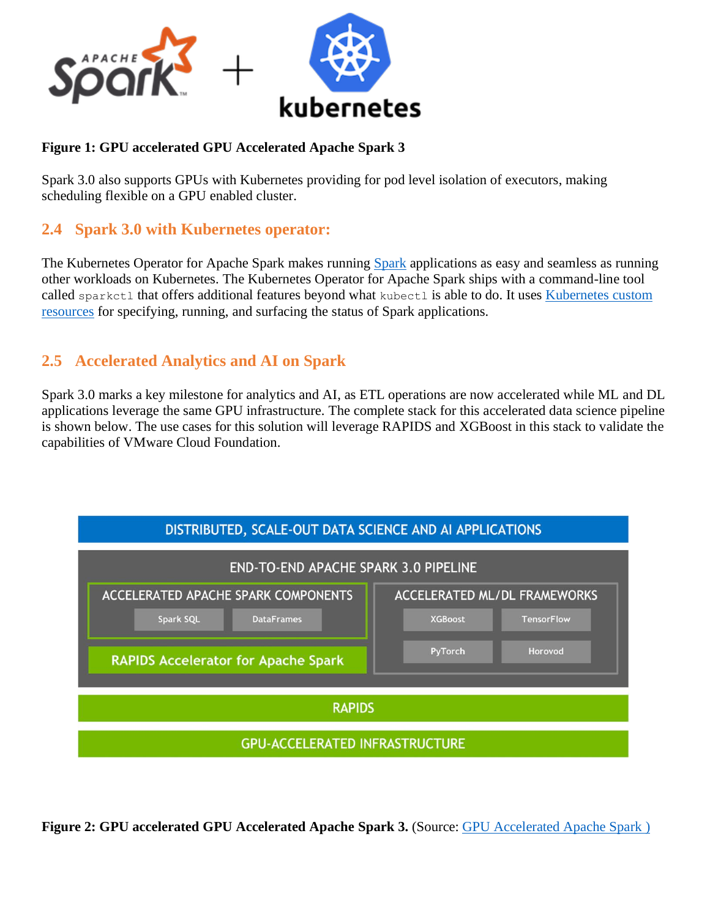**Figure 1: GPU accelerated GPU Accelerated Apache Spark 3**

Spark 3.0 also supports GPUs with Kubernetes providing for pod level isolation of executors, making scheduling flexible on a GPU enabled cluster.

## 2.4 Spark 3.0 with Kubernetes operator:

The Kubernetes Operator for Apache Spark makes running Spark applications as easy and seamless as running other workloads on Kubernetes. The Kubernetes Operator for Apache Spark ships with a command-line tool called `sparkctl` that offers additional features beyond what `kubectl` is able to do. It uses Kubernetes custom resources for specifying, running, and surfacing the status of Spark applications.

## 2.5 Accelerated Analytics and AI on Spark

Spark 3.0 marks a key milestone for analytics and AI, as ETL operations are now accelerated while ML and DL applications leverage the same GPU infrastructure. The complete stack for this accelerated data science pipeline is shown below. The use cases for this solution will leverage RAPIDS and XGBoost in this stack to validate the capabilities of VMware Cloud Foundation.

**Figure 2: GPU accelerated GPU Accelerated Apache Spark 3.** (Source: GPU Accelerated Apache Spark )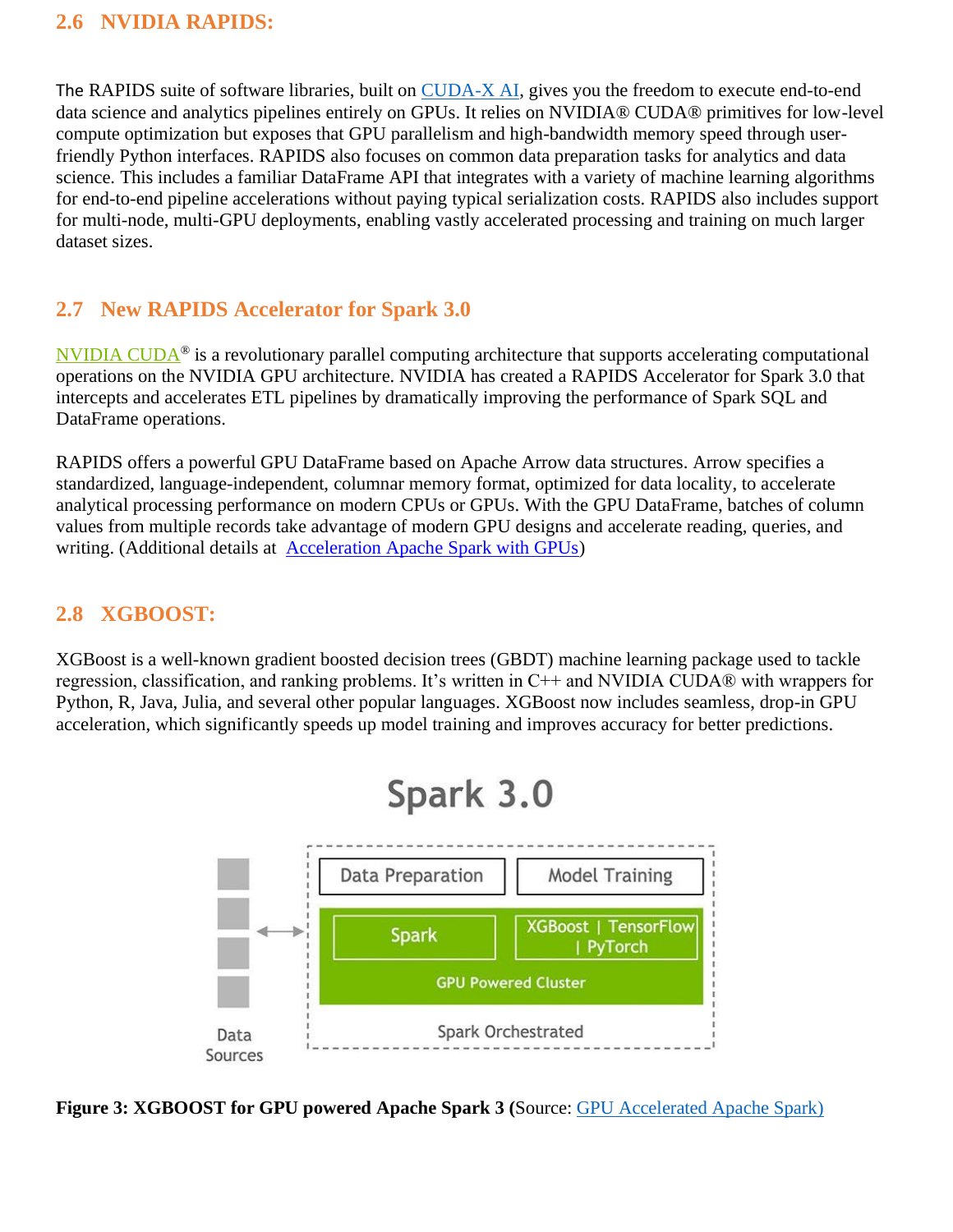## 2.6 NVIDIA RAPIDS:

The RAPIDS suite of software libraries, built on CUDA-X AI, gives you the freedom to execute end-to-end data science and analytics pipelines entirely on GPUs. It relies on NVIDIA® CUDA® primitives for low-level compute optimization but exposes that GPU parallelism and high-bandwidth memory speed through user-friendly Python interfaces. RAPIDS also focuses on common data preparation tasks for analytics and data science. This includes a familiar DataFrame API that integrates with a variety of machine learning algorithms for end-to-end pipeline accelerations without paying typical serialization costs. RAPIDS also includes support for multi-node, multi-GPU deployments, enabling vastly accelerated processing and training on much larger dataset sizes.

## 2.7 New RAPIDS Accelerator for Spark 3.0

NVIDIA CUDA® is a revolutionary parallel computing architecture that supports accelerating computational operations on the NVIDIA GPU architecture. NVIDIA has created a RAPIDS Accelerator for Spark 3.0 that intercepts and accelerates ETL pipelines by dramatically improving the performance of Spark SQL and DataFrame operations.

RAPIDS offers a powerful GPU DataFrame based on Apache Arrow data structures. Arrow specifies a standardized, language-independent, columnar memory format, optimized for data locality, to accelerate analytical processing performance on modern CPUs or GPUs. With the GPU DataFrame, batches of column values from multiple records take advantage of modern GPU designs and accelerate reading, queries, and writing. (Additional details at Acceleration Apache Spark with GPUs)

## 2.8 XGBOOST:

XGBoost is a well-known gradient boosted decision trees (GBDT) machine learning package used to tackle regression, classification, and ranking problems. It's written in C++ and NVIDIA CUDA® with wrappers for Python, R, Java, Julia, and several other popular languages. XGBoost now includes seamless, drop-in GPU acceleration, which significantly speeds up model training and improves accuracy for better predictions.

**Figure 3: XGBOOST for GPU powered Apache Spark 3 (**Source: GPU Accelerated Apache Spark)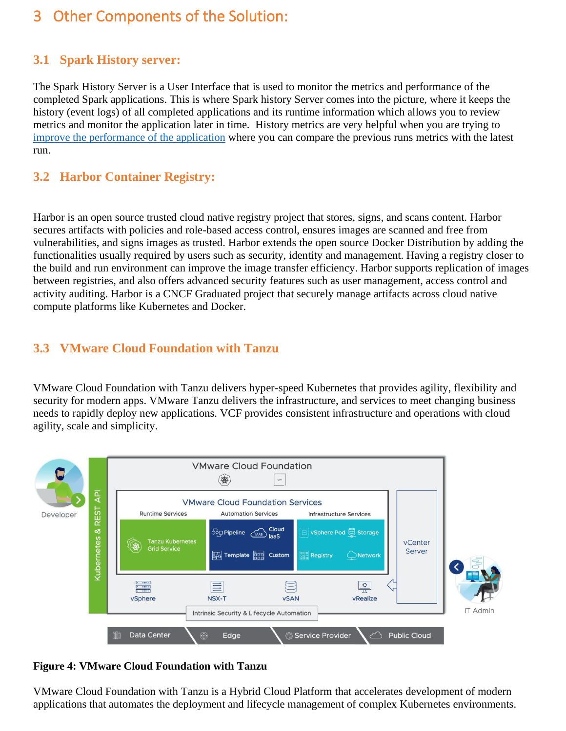# 3 Other Components of the Solution:

## 3.1 Spark History server:

The Spark History Server is a User Interface that is used to monitor the metrics and performance of the completed Spark applications. This is where Spark history Server comes into the picture, where it keeps the history (event logs) of all completed applications and its runtime information which allows you to review metrics and monitor the application later in time. History metrics are very helpful when you are trying to improve the performance of the application where you can compare the previous runs metrics with the latest run.

## 3.2 Harbor Container Registry:

Harbor is an open source trusted cloud native registry project that stores, signs, and scans content. Harbor secures artifacts with policies and role-based access control, ensures images are scanned and free from vulnerabilities, and signs images as trusted. Harbor extends the open source Docker Distribution by adding the functionalities usually required by users such as security, identity and management. Having a registry closer to the build and run environment can improve the image transfer efficiency. Harbor supports replication of images between registries, and also offers advanced security features such as user management, access control and activity auditing. Harbor is a CNCF Graduated project that securely manage artifacts across cloud native compute platforms like Kubernetes and Docker.

## 3.3 VMware Cloud Foundation with Tanzu

VMware Cloud Foundation with Tanzu delivers hyper-speed Kubernetes that provides agility, flexibility and security for modern apps. VMware Tanzu delivers the infrastructure, and services to meet changing business needs to rapidly deploy new applications. VCF provides consistent infrastructure and operations with cloud agility, scale and simplicity.

**Figure 4: VMware Cloud Foundation with Tanzu**

VMware Cloud Foundation with Tanzu is a Hybrid Cloud Platform that accelerates development of modern applications that automates the deployment and lifecycle management of complex Kubernetes environments.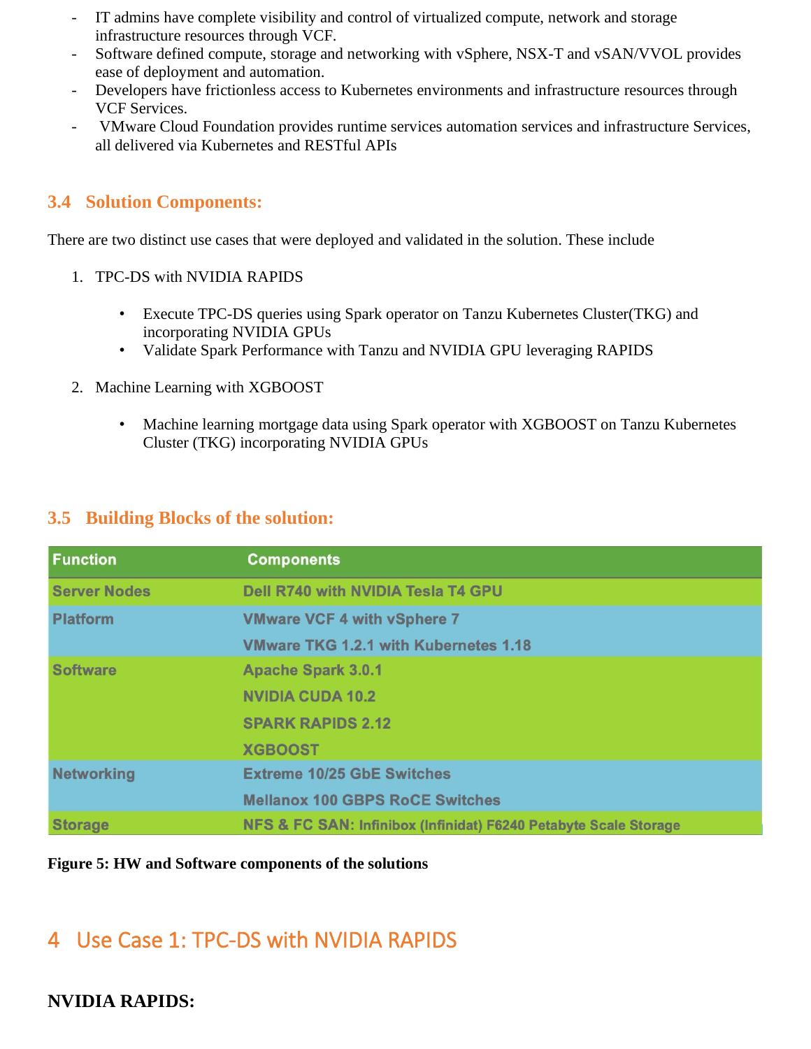- IT admins have complete visibility and control of virtualized compute, network and storage infrastructure resources through VCF.
- Software defined compute, storage and networking with vSphere, NSX-T and vSAN/VVOL provides ease of deployment and automation.
- Developers have frictionless access to Kubernetes environments and infrastructure resources through VCF Services.
- VMware Cloud Foundation provides runtime services automation services and infrastructure Services, all delivered via Kubernetes and RESTful APIs

### 3.4 Solution Components:

There are two distinct use cases that were deployed and validated in the solution. These include

1. TPC-DS with NVIDIA RAPIDS
    - Execute TPC-DS queries using Spark operator on Tanzu Kubernetes Cluster(TKG) and incorporating NVIDIA GPUs
    - Validate Spark Performance with Tanzu and NVIDIA GPU leveraging RAPIDS
2. Machine Learning with XGBOOST
    - Machine learning mortgage data using Spark operator with XGBOOST on Tanzu Kubernetes Cluster (TKG) incorporating NVIDIA GPUs

### 3.5 Building Blocks of the solution:

| Function | Components |
|---|---|
| Server Nodes | Dell R740 with NVIDIA Tesla T4 GPU |
| Platform | VMware VCF 4 with vSphere 7 |
| | VMware TKG 1.2.1 with Kubernetes 1.18 |
| Software | Apache Spark 3.0.1 |
| | NVIDIA CUDA 10.2 |
| | SPARK RAPIDS 2.12 |
| | XGBOOST |
| Networking | Extreme 10/25 GbE Switches |
| | Mellanox 100 GBPS RoCE Switches |
| Storage | NFS & FC SAN: Infinibox (Infinidat) F6240 Petabyte Scale Storage |

**Figure 5: HW and Software components of the solutions**

## 4 Use Case 1: TPC-DS with NVIDIA RAPIDS

**NVIDIA RAPIDS:**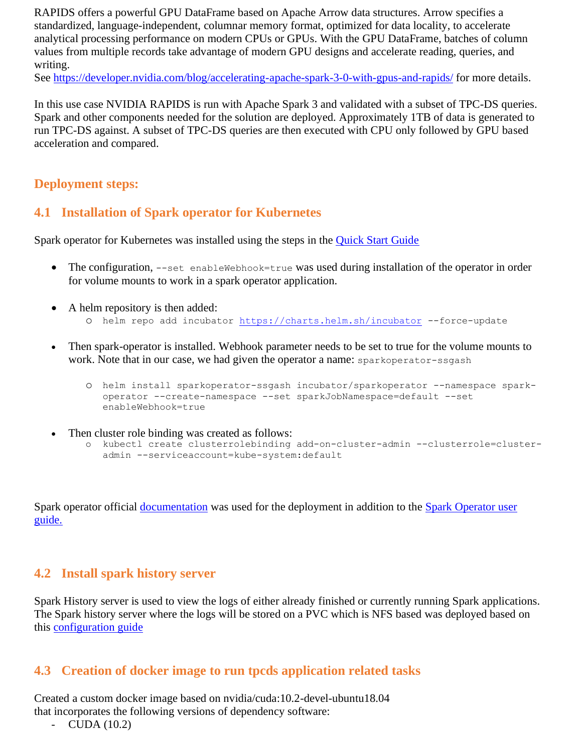RAPIDS offers a powerful GPU DataFrame based on Apache Arrow data structures. Arrow specifies a standardized, language-independent, columnar memory format, optimized for data locality, to accelerate analytical processing performance on modern CPUs or GPUs. With the GPU DataFrame, batches of column values from multiple records take advantage of modern GPU designs and accelerate reading, queries, and writing.
See https://developer.nvidia.com/blog/accelerating-apache-spark-3-0-with-gpus-and-rapids/ for more details.

In this use case NVIDIA RAPIDS is run with Apache Spark 3 and validated with a subset of TPC-DS queries. Spark and other components needed for the solution are deployed. Approximately 1TB of data is generated to run TPC-DS against. A subset of TPC-DS queries are then executed with CPU only followed by GPU based acceleration and compared.

## Deployment steps:

### 4.1 Installation of Spark operator for Kubernetes

Spark operator for Kubernetes was installed using the steps in the Quick Start Guide

- The configuration, `--set enableWebhook=true` was used during installation of the operator in order for volume mounts to work in a spark operator application.

- A helm repository is then added:
  - `helm repo add incubator https://charts.helm.sh/incubator --force-update`

- Then spark-operator is installed. Webhook parameter needs to be set to true for the volume mounts to work. Note that in our case, we had given the operator a name: `sparkoperator-ssgash`

  - `helm install sparkoperator-ssgash incubator/sparkoperator --namespace spark-operator --create-namespace --set sparkJobNamespace=default --set enableWebhook=true`

- Then cluster role binding was created as follows:
  - `kubectl create clusterrolebinding add-on-cluster-admin --clusterrole=cluster-admin --serviceaccount=kube-system:default`

Spark operator official documentation was used for the deployment in addition to the Spark Operator user guide.

### 4.2 Install spark history server

Spark History server is used to view the logs of either already finished or currently running Spark applications. The Spark history server where the logs will be stored on a PVC which is NFS based was deployed based on this configuration guide

### 4.3 Creation of docker image to run tpcds application related tasks

Created a custom docker image based on nvidia/cuda:10.2-devel-ubuntu18.04
that incorporates the following versions of dependency software:

- CUDA (10.2)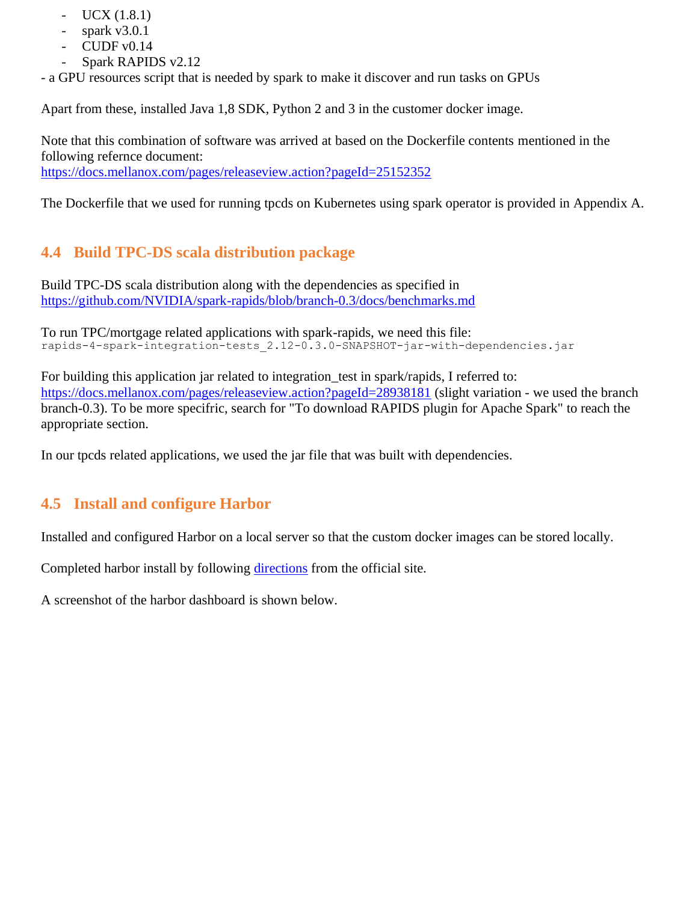- UCX (1.8.1)
- spark v3.0.1
- CUDF v0.14
- Spark RAPIDS v2.12

- a GPU resources script that is needed by spark to make it discover and run tasks on GPUs

Apart from these, installed Java 1,8 SDK, Python 2 and 3 in the customer docker image.

Note that this combination of software was arrived at based on the Dockerfile contents mentioned in the following refernce document:
[https://docs.mellanox.com/pages/releaseview.action?pageId=25152352](https://docs.mellanox.com/pages/releaseview.action?pageId=25152352)

The Dockerfile that we used for running tpcds on Kubernetes using spark operator is provided in Appendix A.

## 4.4 Build TPC-DS scala distribution package

Build TPC-DS scala distribution along with the dependencies as specified in
[https://github.com/NVIDIA/spark-rapids/blob/branch-0.3/docs/benchmarks.md](https://github.com/NVIDIA/spark-rapids/blob/branch-0.3/docs/benchmarks.md)

To run TPC/mortgage related applications with spark-rapids, we need this file:
`rapids-4-spark-integration-tests_2.12-0.3.0-SNAPSHOT-jar-with-dependencies.jar`

For building this application jar related to integration_test in spark/rapids, I referred to:
[https://docs.mellanox.com/pages/releaseview.action?pageId=28938181](https://docs.mellanox.com/pages/releaseview.action?pageId=28938181) (slight variation - we used the branch branch-0.3). To be more specifric, search for "To download RAPIDS plugin for Apache Spark" to reach the appropriate section.

In our tpcds related applications, we used the jar file that was built with dependencies.

## 4.5 Install and configure Harbor

Installed and configured Harbor on a local server so that the custom docker images can be stored locally.

Completed harbor install by following directions from the official site.

A screenshot of the harbor dashboard is shown below.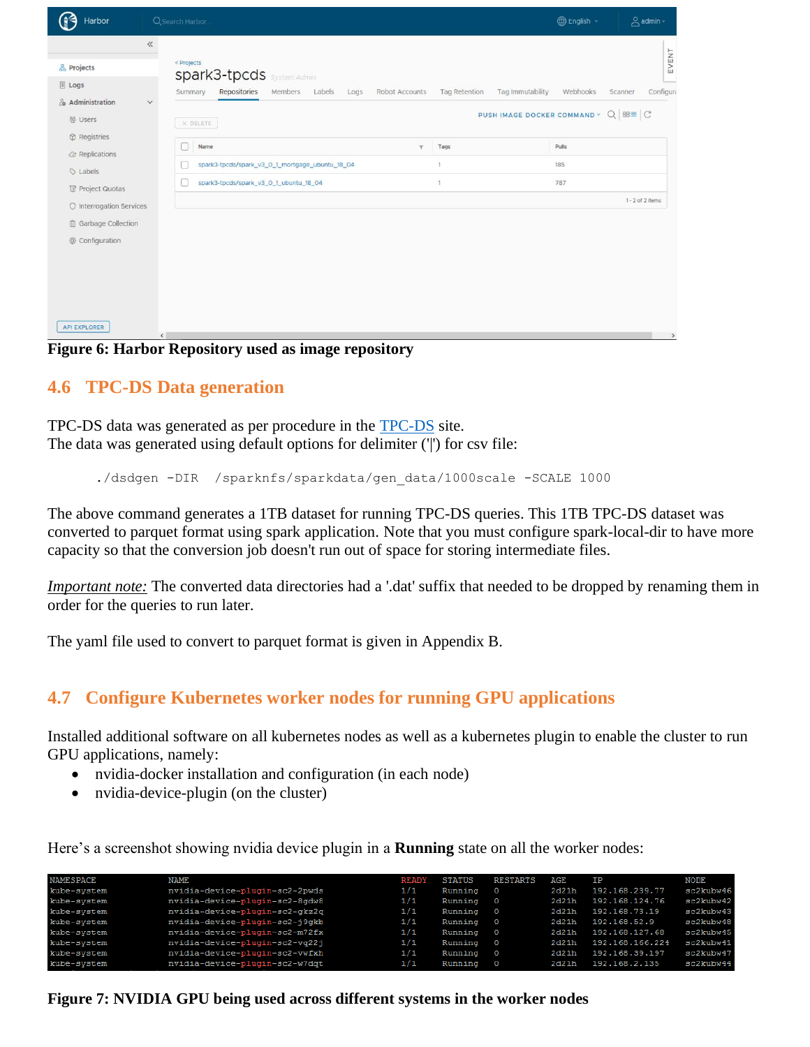Figure 6: Harbor Repository used as image repository

## 4.6 TPC-DS Data generation

TPC-DS data was generated as per procedure in the TPC-DS site.
The data was generated using default options for delimiter ('|') for csv file:

```
./dsdgen -DIR  /sparknfs/sparkdata/gen_data/1000scale -SCALE 1000
```

The above command generates a 1TB dataset for running TPC-DS queries. This 1TB TPC-DS dataset was converted to parquet format using spark application. Note that you must configure spark-local-dir to have more capacity so that the conversion job doesn't run out of space for storing intermediate files.

*Important note:* The converted data directories had a '.dat' suffix that needed to be dropped by renaming them in order for the queries to run later.

The yaml file used to convert to parquet format is given in Appendix B.

## 4.7 Configure Kubernetes worker nodes for running GPU applications

Installed additional software on all kubernetes nodes as well as a kubernetes plugin to enable the cluster to run GPU applications, namely:

- nvidia-docker installation and configuration (in each node)
- nvidia-device-plugin (on the cluster)

Here's a screenshot showing nvidia device plugin in a **Running** state on all the worker nodes:

```
NAMESPACE     NAME                              READY   STATUS    RESTARTS   AGE    IP                NODE
kube-system   nvidia-device-plugin-sc2-2pwds    1/1     Running   0          2d21h  192.168.239.77    sc2kubw46
kube-system   nvidia-device-plugin-sc2-8gdw8    1/1     Running   0          2d21h  192.168.124.76    sc2kubw42
kube-system   nvidia-device-plugin-sc2-gkz2q    1/1     Running   0          2d21h  192.168.73.19     sc2kubw43
kube-system   nvidia-device-plugin-sc2-j9gkb    1/1     Running   0          2d21h  192.168.52.9      sc2kubw48
kube-system   nvidia-device-plugin-sc2-m72fx    1/1     Running   0          2d21h  192.168.127.68    sc2kubw45
kube-system   nvidia-device-plugin-sc2-vq22j    1/1     Running   0          2d21h  192.168.166.224   sc2kubw41
kube-system   nvidia-device-plugin-sc2-vwfxh    1/1     Running   0          2d21h  192.168.39.197    sc2kubw47
kube-system   nvidia-device-plugin-sc2-w7dqt    1/1     Running   0          2d21h  192.168.2.135     sc2kubw44
```

Figure 7: NVIDIA GPU being used across different systems in the worker nodes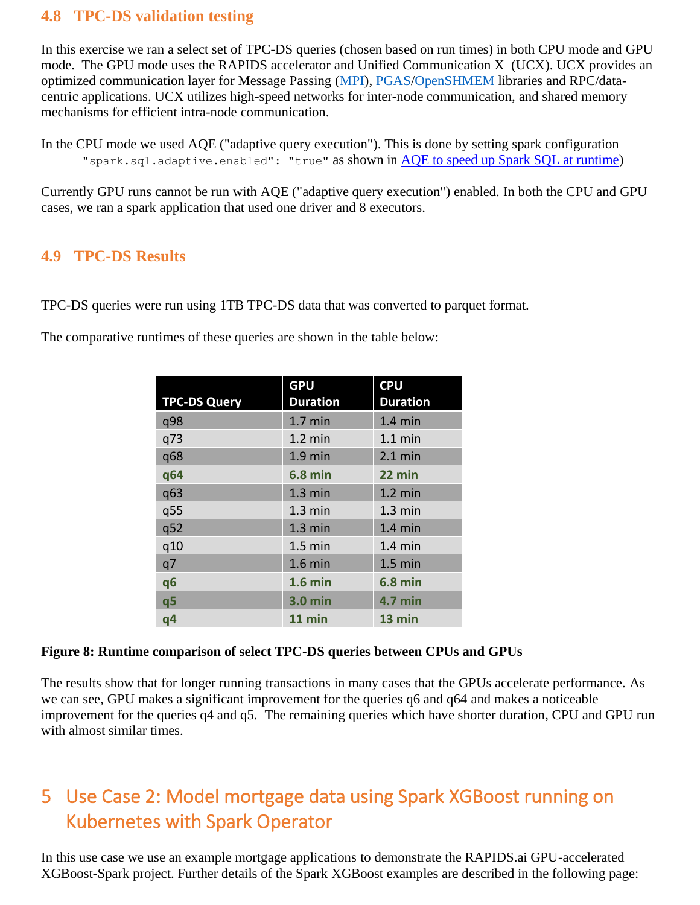## 4.8 TPC-DS validation testing

In this exercise we ran a select set of TPC-DS queries (chosen based on run times) in both CPU mode and GPU mode. The GPU mode uses the RAPIDS accelerator and Unified Communication X (UCX). UCX provides an optimized communication layer for Message Passing (MPI), PGAS/OpenSHMEM libraries and RPC/data-centric applications. UCX utilizes high-speed networks for inter-node communication, and shared memory mechanisms for efficient intra-node communication.

In the CPU mode we used AQE ("adaptive query execution"). This is done by setting spark configuration `"spark.sql.adaptive.enabled": "true"` as shown in AQE to speed up Spark SQL at runtime)

Currently GPU runs cannot be run with AQE ("adaptive query execution") enabled. In both the CPU and GPU cases, we ran a spark application that used one driver and 8 executors.

## 4.9 TPC-DS Results

TPC-DS queries were run using 1TB TPC-DS data that was converted to parquet format.

The comparative runtimes of these queries are shown in the table below:

| TPC-DS Query | GPU Duration | CPU Duration |
|---|---|---|
| q98 | 1.7 min | 1.4 min |
| q73 | 1.2 min | 1.1 min |
| q68 | 1.9 min | 2.1 min |
| **q64** | **6.8 min** | **22 min** |
| q63 | 1.3 min | 1.2 min |
| q55 | 1.3 min | 1.3 min |
| q52 | 1.3 min | 1.4 min |
| q10 | 1.5 min | 1.4 min |
| q7 | 1.6 min | 1.5 min |
| **q6** | **1.6 min** | **6.8 min** |
| **q5** | **3.0 min** | **4.7 min** |
| **q4** | **11 min** | **13 min** |

**Figure 8: Runtime comparison of select TPC-DS queries between CPUs and GPUs**

The results show that for longer running transactions in many cases that the GPUs accelerate performance. As we can see, GPU makes a significant improvement for the queries q6 and q64 and makes a noticeable improvement for the queries q4 and q5. The remaining queries which have shorter duration, CPU and GPU run with almost similar times.

# 5 Use Case 2: Model mortgage data using Spark XGBoost running on Kubernetes with Spark Operator

In this use case we use an example mortgage applications to demonstrate the RAPIDS.ai GPU-accelerated XGBoost-Spark project. Further details of the Spark XGBoost examples are described in the following page: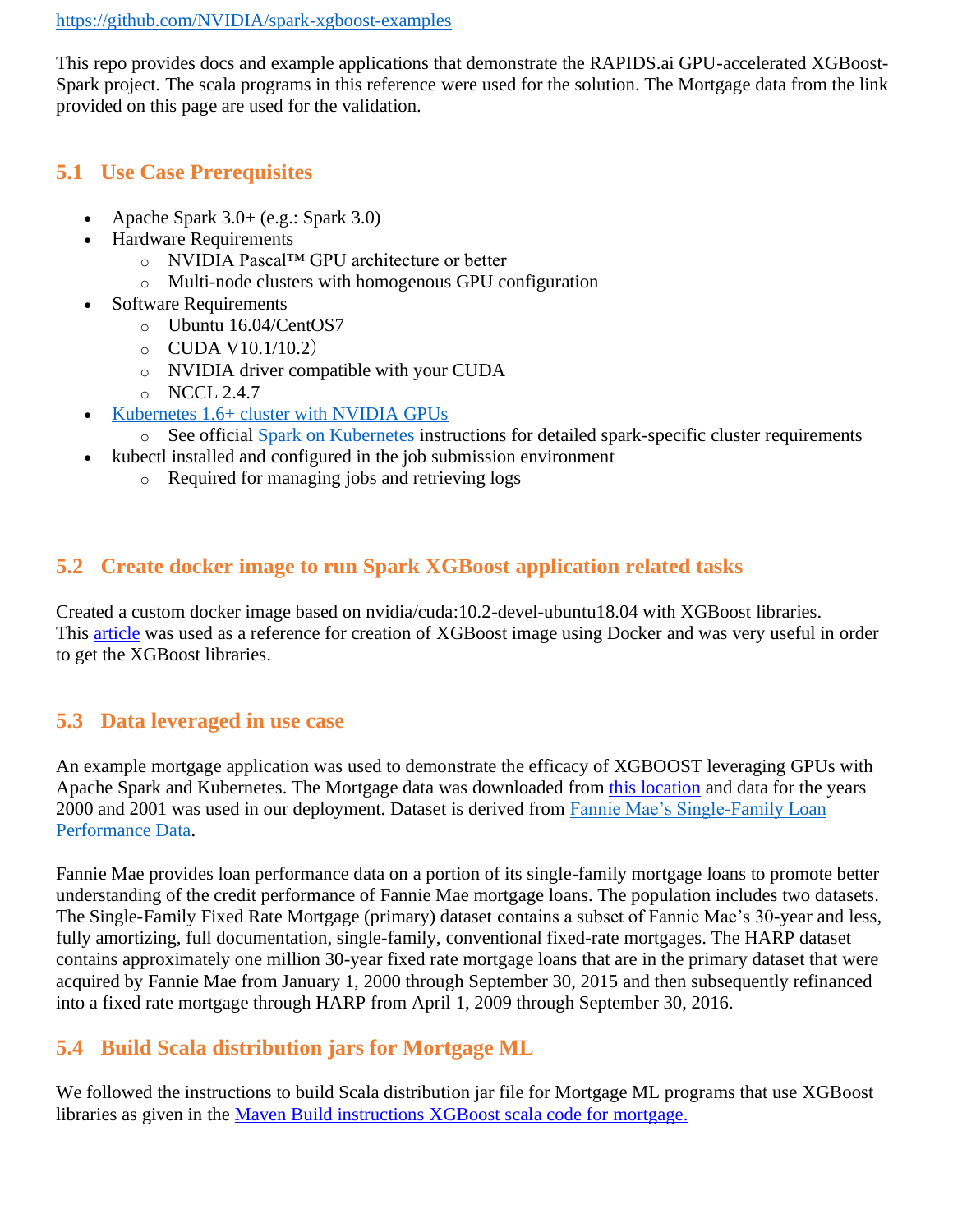https://github.com/NVIDIA/spark-xgboost-examples

This repo provides docs and example applications that demonstrate the RAPIDS.ai GPU-accelerated XGBoost-Spark project. The scala programs in this reference were used for the solution. The Mortgage data from the link provided on this page are used for the validation.

## 5.1 Use Case Prerequisites

- Apache Spark 3.0+ (e.g.: Spark 3.0)
- Hardware Requirements
  - NVIDIA Pascal™ GPU architecture or better
  - Multi-node clusters with homogenous GPU configuration
- Software Requirements
  - Ubuntu 16.04/CentOS7
  - CUDA V10.1/10.2）
  - NVIDIA driver compatible with your CUDA
  - NCCL 2.4.7
- Kubernetes 1.6+ cluster with NVIDIA GPUs
  - See official Spark on Kubernetes instructions for detailed spark-specific cluster requirements
- kubectl installed and configured in the job submission environment
  - Required for managing jobs and retrieving logs

## 5.2 Create docker image to run Spark XGBoost application related tasks

Created a custom docker image based on nvidia/cuda:10.2-devel-ubuntu18.04 with XGBoost libraries. This article was used as a reference for creation of XGBoost image using Docker and was very useful in order to get the XGBoost libraries.

## 5.3 Data leveraged in use case

An example mortgage application was used to demonstrate the efficacy of XGBOOST leveraging GPUs with Apache Spark and Kubernetes. The Mortgage data was downloaded from this location and data for the years 2000 and 2001 was used in our deployment. Dataset is derived from Fannie Mae's Single-Family Loan Performance Data.

Fannie Mae provides loan performance data on a portion of its single-family mortgage loans to promote better understanding of the credit performance of Fannie Mae mortgage loans. The population includes two datasets. The Single-Family Fixed Rate Mortgage (primary) dataset contains a subset of Fannie Mae's 30-year and less, fully amortizing, full documentation, single-family, conventional fixed-rate mortgages. The HARP dataset contains approximately one million 30-year fixed rate mortgage loans that are in the primary dataset that were acquired by Fannie Mae from January 1, 2000 through September 30, 2015 and then subsequently refinanced into a fixed rate mortgage through HARP from April 1, 2009 through September 30, 2016.

## 5.4 Build Scala distribution jars for Mortgage ML

We followed the instructions to build Scala distribution jar file for Mortgage ML programs that use XGBoost libraries as given in the Maven Build instructions XGBoost scala code for mortgage.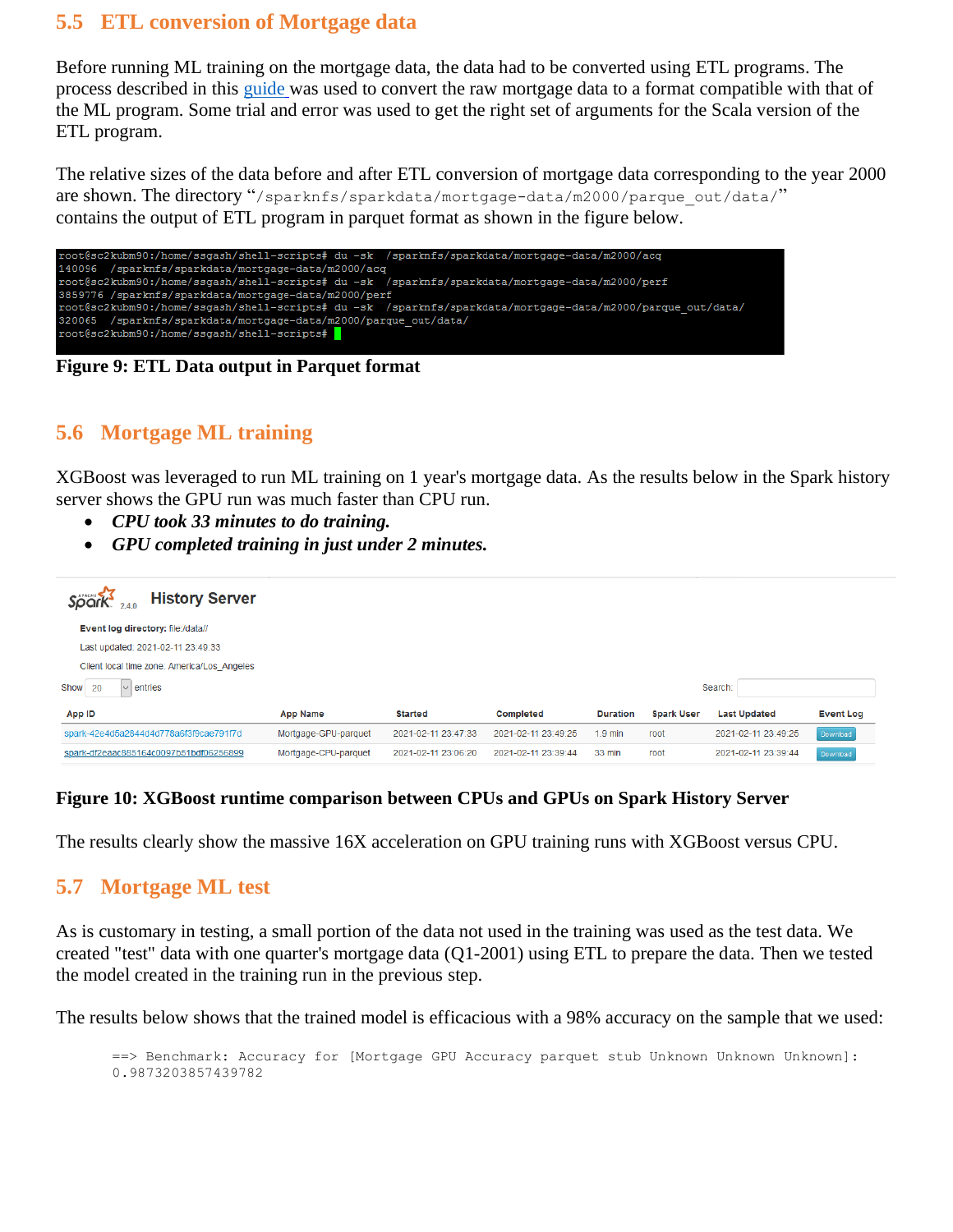## 5.5 ETL conversion of Mortgage data

Before running ML training on the mortgage data, the data had to be converted using ETL programs. The process described in this guide was used to convert the raw mortgage data to a format compatible with that of the ML program. Some trial and error was used to get the right set of arguments for the Scala version of the ETL program.

The relative sizes of the data before and after ETL conversion of mortgage data corresponding to the year 2000 are shown. The directory "`/sparknfs/sparkdata/mortgage-data/m2000/parque_out/data/`" contains the output of ETL program in parquet format as shown in the figure below.

```
root@sc2kubm90:/home/ssgash/shell-scripts# du -sk  /sparknfs/sparkdata/mortgage-data/m2000/acq
140096  /sparknfs/sparkdata/mortgage-data/m2000/acq
root@sc2kubm90:/home/ssgash/shell-scripts# du -sk  /sparknfs/sparkdata/mortgage-data/m2000/perf
3859776 /sparknfs/sparkdata/mortgage-data/m2000/perf
root@sc2kubm90:/home/ssgash/shell-scripts# du -sk  /sparknfs/sparkdata/mortgage-data/m2000/parque_out/data/
320065  /sparknfs/sparkdata/mortgage-data/m2000/parque_out/data/
root@sc2kubm90:/home/ssgash/shell-scripts#
```

**Figure 9: ETL Data output in Parquet format**

## 5.6 Mortgage ML training

XGBoost was leveraged to run ML training on 1 year's mortgage data. As the results below in the Spark history server shows the GPU run was much faster than CPU run.

- ***CPU took 33 minutes to do training.***
- ***GPU completed training in just under 2 minutes.***

Spark 2.4.0 History Server

Event log directory: file:/data//

Last updated: 2021-02-11 23:49:33

Client local time zone: America/Los_Angeles

| App ID | App Name | Started | Completed | Duration | Spark User | Last Updated | Event Log |
|---|---|---|---|---|---|---|---|
| spark-42e4d5a2844d4d778a6f3f9cae791f7d | Mortgage-GPU-parquet | 2021-02-11 23:47:33 | 2021-02-11 23:49:25 | 1.9 min | root | 2021-02-11 23:49:25 | Download |
| spark-df2eaac885164c0097b51bdf06256899 | Mortgage-CPU-parquet | 2021-02-11 23:06:20 | 2021-02-11 23:39:44 | 33 min | root | 2021-02-11 23:39:44 | Download |

**Figure 10: XGBoost runtime comparison between CPUs and GPUs on Spark History Server**

The results clearly show the massive 16X acceleration on GPU training runs with XGBoost versus CPU.

## 5.7 Mortgage ML test

As is customary in testing, a small portion of the data not used in the training was used as the test data. We created "test" data with one quarter's mortgage data (Q1-2001) using ETL to prepare the data. Then we tested the model created in the training run in the previous step.

The results below shows that the trained model is efficacious with a 98% accuracy on the sample that we used:

```
==> Benchmark: Accuracy for [Mortgage GPU Accuracy parquet stub Unknown Unknown Unknown]:
0.9873203857439782
```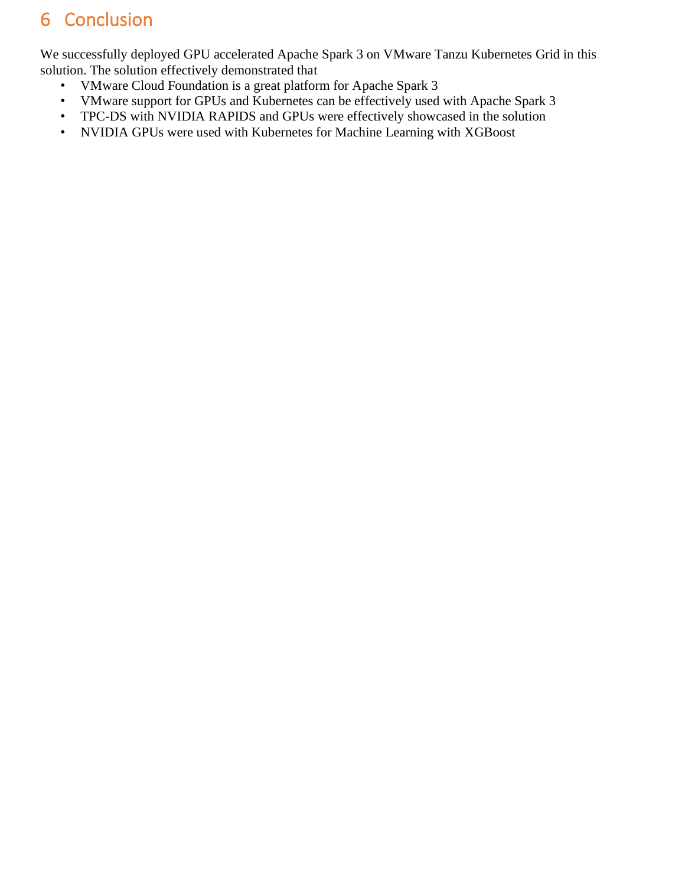# 6 Conclusion

We successfully deployed GPU accelerated Apache Spark 3 on VMware Tanzu Kubernetes Grid in this solution. The solution effectively demonstrated that

- VMware Cloud Foundation is a great platform for Apache Spark 3
- VMware support for GPUs and Kubernetes can be effectively used with Apache Spark 3
- TPC-DS with NVIDIA RAPIDS and GPUs were effectively showcased in the solution
- NVIDIA GPUs were used with Kubernetes for Machine Learning with XGBoost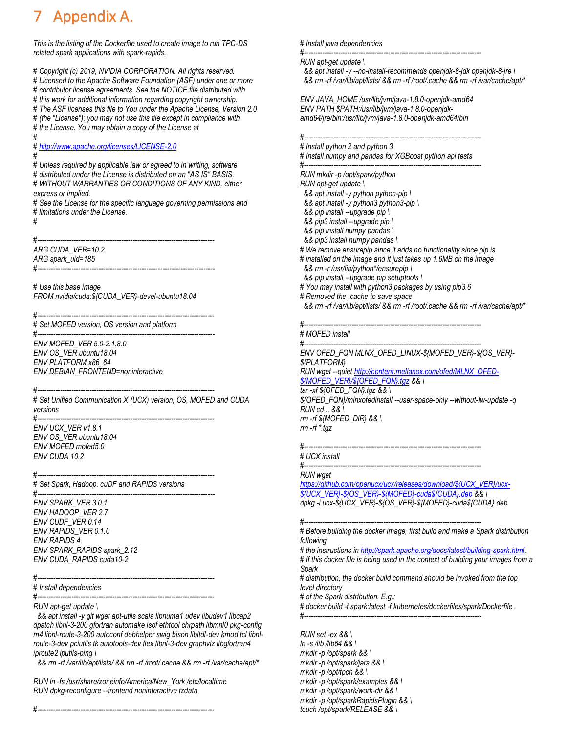# 7 Appendix A.

*This is the listing of the Dockerfile used to create image to run TPC-DS related spark applications with spark-rapids.*

```
# Copyright (c) 2019, NVIDIA CORPORATION. All rights reserved.
# Licensed to the Apache Software Foundation (ASF) under one or more
# contributor license agreements. See the NOTICE file distributed with
# this work for additional information regarding copyright ownership.
# The ASF licenses this file to You under the Apache License, Version 2.0
# (the "License"); you may not use this file except in compliance with
# the License. You may obtain a copy of the License at
#
# http://www.apache.org/licenses/LICENSE-2.0
#
# Unless required by applicable law or agreed to in writing, software
# distributed under the License is distributed on an "AS IS" BASIS,
# WITHOUT WARRANTIES OR CONDITIONS OF ANY KIND, either
express or implied.
# See the License for the specific language governing permissions and
# limitations under the License.
#

#-----------------------------------------------------------------------------
ARG CUDA_VER=10.2
ARG spark_uid=185
#-----------------------------------------------------------------------------

# Use this base image
FROM nvidia/cuda:${CUDA_VER}-devel-ubuntu18.04

#-----------------------------------------------------------------------------
# Set MOFED version, OS version and platform
#-----------------------------------------------------------------------------
ENV MOFED_VER 5.0-2.1.8.0
ENV OS_VER ubuntu18.04
ENV PLATFORM x86_64
ENV DEBIAN_FRONTEND=noninteractive

#-----------------------------------------------------------------------------
# Set Unified Communication X {UCX) version, OS, MOFED and CUDA
versions
#-----------------------------------------------------------------------------
ENV UCX_VER v1.8.1
ENV OS_VER ubuntu18.04
ENV MOFED mofed5.0
ENV CUDA 10.2

#-----------------------------------------------------------------------------
# Set Spark, Hadoop, cuDF and RAPIDS versions
#-----------------------------------------------------------------------------
ENV SPARK_VER 3.0.1
ENV HADOOP_VER 2.7
ENV CUDF_VER 0.14
ENV RAPIDS_VER 0.1.0
ENV RAPIDS 4
ENV SPARK_RAPIDS spark_2.12
ENV CUDA_RAPIDS cuda10-2

#-----------------------------------------------------------------------------
# Install dependencies
#-----------------------------------------------------------------------------
RUN apt-get update \
  && apt install -y git wget apt-utils scala libnuma1 udev libudev1 libcap2
dpatch libnl-3-200 gfortran automake lsof ethtool chrpath libmnl0 pkg-config
m4 libnl-route-3-200 autoconf debhelper swig bison libltdl-dev kmod tcl libnl-
route-3-dev pciutils tk autotools-dev flex libnl-3-dev graphviz libgfortran4
iproute2 iputils-ping \
  && rm -rf /var/lib/apt/lists/ && rm -rf /root/.cache && rm -rf /var/cache/apt/*

RUN ln -fs /usr/share/zoneinfo/America/New_York /etc/localtime
RUN dpkg-reconfigure --frontend noninteractive tzdata

#-----------------------------------------------------------------------------
# Install java dependencies
#-----------------------------------------------------------------------------
RUN apt-get update \
  && apt install -y --no-install-recommends openjdk-8-jdk openjdk-8-jre \
  && rm -rf /var/lib/apt/lists/ && rm -rf /root/.cache && rm -rf /var/cache/apt/*

ENV JAVA_HOME /usr/lib/jvm/java-1.8.0-openjdk-amd64
ENV PATH $PATH:/usr/lib/jvm/java-1.8.0-openjdk-
amd64/jre/bin:/usr/lib/jvm/java-1.8.0-openjdk-amd64/bin

#-----------------------------------------------------------------------------
# Install python 2 and python 3
# Install numpy and pandas for XGBoost python api tests
#-----------------------------------------------------------------------------
RUN mkdir -p /opt/spark/python
RUN apt-get update \
  && apt install -y python python-pip \
  && apt install -y python3 python3-pip \
  && pip install --upgrade pip \
  && pip3 install --upgrade pip \
  && pip install numpy pandas \
  && pip3 install numpy pandas \
# We remove ensurepip since it adds no functionality since pip is
# installed on the image and it just takes up 1.6MB on the image
  && rm -r /usr/lib/python*/ensurepip \
  && pip install --upgrade pip setuptools \
# You may install with python3 packages by using pip3.6
# Removed the .cache to save space
  && rm -rf /var/lib/apt/lists/ && rm -rf /root/.cache && rm -rf /var/cache/apt/*

#-----------------------------------------------------------------------------
# MOFED install
#-----------------------------------------------------------------------------
ENV OFED_FQN MLNX_OFED_LINUX-${MOFED_VER}-${OS_VER}-
${PLATFORM}
RUN wget --quiet http://content.mellanox.com/ofed/MLNX_OFED-
${MOFED_VER}/${OFED_FQN}.tgz && \
tar -xf ${OFED_FQN}.tgz && \
${OFED_FQN}/mlnxofedinstall --user-space-only --without-fw-update -q
RUN cd .. && \
rm -rf ${MOFED_DIR} && \
rm -rf *.tgz

#-----------------------------------------------------------------------------
# UCX install
#-----------------------------------------------------------------------------
RUN wget
https://github.com/openucx/ucx/releases/download/${UCX_VER}/ucx-
${UCX_VER}-${OS_VER}-${MOFED}-cuda${CUDA}.deb && \
dpkg -i ucx-${UCX_VER}-${OS_VER}-${MOFED}-cuda${CUDA}.deb

#-----------------------------------------------------------------------------
# Before building the docker image, first build and make a Spark distribution
following
# the instructions in http://spark.apache.org/docs/latest/building-spark.html.
# If this docker file is being used in the context of building your images from a
Spark
# distribution, the docker build command should be invoked from the top
level directory
# of the Spark distribution. E.g.:
# docker build -t spark:latest -f kubernetes/dockerfiles/spark/Dockerfile .
#-----------------------------------------------------------------------------

RUN set -ex && \
ln -s /lib /lib64 && \
mkdir -p /opt/spark && \
mkdir -p /opt/spark/jars && \
mkdir -p /opt/tpch && \
mkdir -p /opt/spark/examples && \
mkdir -p /opt/spark/work-dir && \
mkdir -p /opt/sparkRapidsPlugin && \
touch /opt/spark/RELEASE && \
```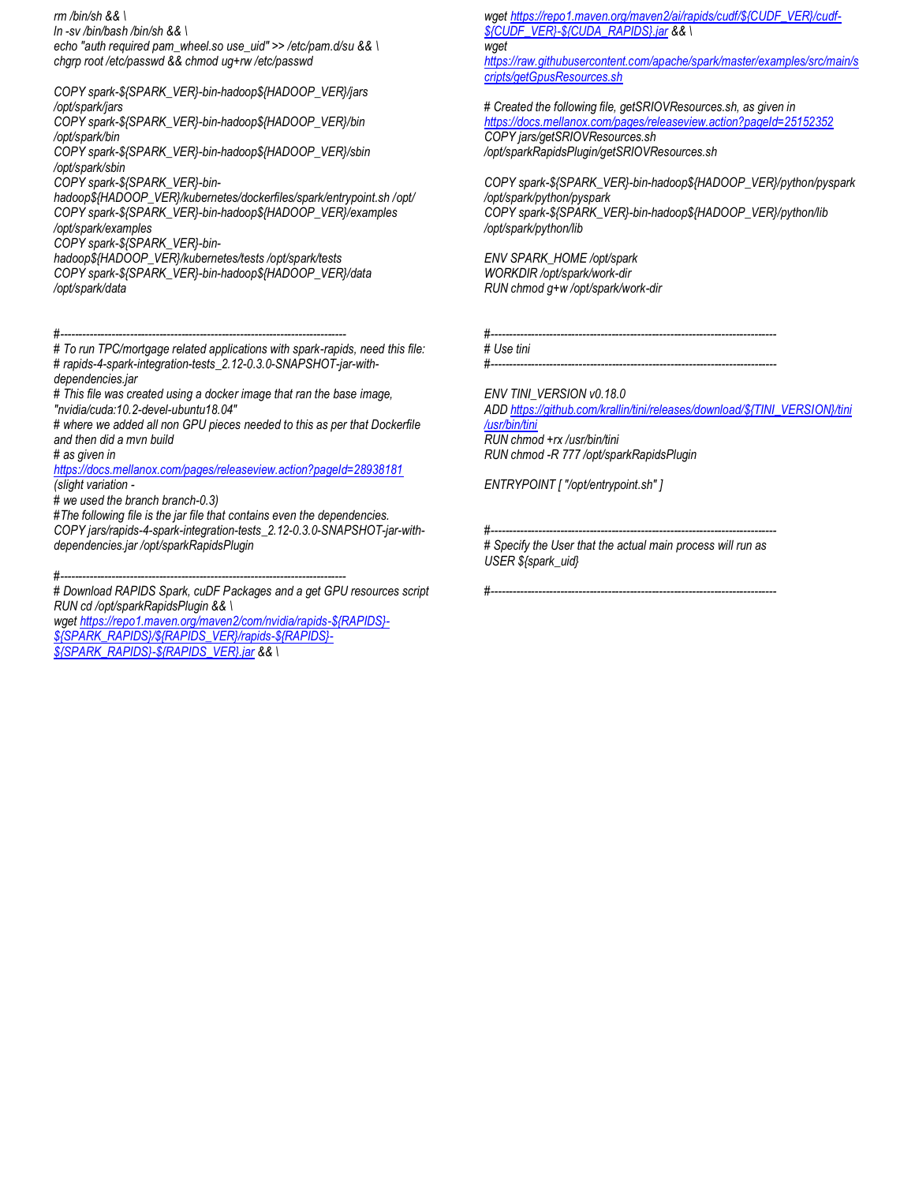```
rm /bin/sh && \
ln -sv /bin/bash /bin/sh && \
echo "auth required pam_wheel.so use_uid" >> /etc/pam.d/su && \
chgrp root /etc/passwd && chmod ug+rw /etc/passwd

COPY spark-${SPARK_VER}-bin-hadoop${HADOOP_VER}/jars /opt/spark/jars
COPY spark-${SPARK_VER}-bin-hadoop${HADOOP_VER}/bin /opt/spark/bin
COPY spark-${SPARK_VER}-bin-hadoop${HADOOP_VER}/sbin /opt/spark/sbin
COPY spark-${SPARK_VER}-bin-hadoop${HADOOP_VER}/kubernetes/dockerfiles/spark/entrypoint.sh /opt/
COPY spark-${SPARK_VER}-bin-hadoop${HADOOP_VER}/examples /opt/spark/examples
COPY spark-${SPARK_VER}-bin-hadoop${HADOOP_VER}/kubernetes/tests /opt/spark/tests
COPY spark-${SPARK_VER}-bin-hadoop${HADOOP_VER}/data /opt/spark/data


#-------------------------------------------------------------------------------
# To run TPC/mortgage related applications with spark-rapids, need this file:
# rapids-4-spark-integration-tests_2.12-0.3.0-SNAPSHOT-jar-with-dependencies.jar
# This file was created using a docker image that ran the base image, "nvidia/cuda:10.2-devel-ubuntu18.04"
# where we added all non GPU pieces needed to this as per that Dockerfile and then did a mvn build
# as given in https://docs.mellanox.com/pages/releaseview.action?pageId=28938181 (slight variation -
# we used the branch branch-0.3)
#The following file is the jar file that contains even the dependencies.
COPY jars/rapids-4-spark-integration-tests_2.12-0.3.0-SNAPSHOT-jar-with-dependencies.jar /opt/sparkRapidsPlugin

#-------------------------------------------------------------------------------
# Download RAPIDS Spark, cuDF Packages and a get GPU resources script
RUN cd /opt/sparkRapidsPlugin && \
wget https://repo1.maven.org/maven2/com/nvidia/rapids-${RAPIDS}-${SPARK_RAPIDS}/${RAPIDS_VER}/rapids-${RAPIDS}-${SPARK_RAPIDS}-${RAPIDS_VER}.jar && \
wget https://repo1.maven.org/maven2/ai/rapids/cudf/${CUDF_VER}/cudf-${CUDF_VER}-${CUDA_RAPIDS}.jar && \
wget https://raw.githubusercontent.com/apache/spark/master/examples/src/main/scripts/getGpusResources.sh

# Created the following file, getSRIOVResources.sh, as given in https://docs.mellanox.com/pages/releaseview.action?pageId=25152352
COPY jars/getSRIOVResources.sh /opt/sparkRapidsPlugin/getSRIOVResources.sh

COPY spark-${SPARK_VER}-bin-hadoop${HADOOP_VER}/python/pyspark /opt/spark/python/pyspark
COPY spark-${SPARK_VER}-bin-hadoop${HADOOP_VER}/python/lib /opt/spark/python/lib

ENV SPARK_HOME /opt/spark
WORKDIR /opt/spark/work-dir
RUN chmod g+w /opt/spark/work-dir


#-------------------------------------------------------------------------------
# Use tini
#-------------------------------------------------------------------------------

ENV TINI_VERSION v0.18.0
ADD https://github.com/krallin/tini/releases/download/${TINI_VERSION}/tini /usr/bin/tini
RUN chmod +rx /usr/bin/tini
RUN chmod -R 777 /opt/sparkRapidsPlugin

ENTRYPOINT [ "/opt/entrypoint.sh" ]


#-------------------------------------------------------------------------------
# Specify the User that the actual main process will run as
USER ${spark_uid}

#-------------------------------------------------------------------------------
```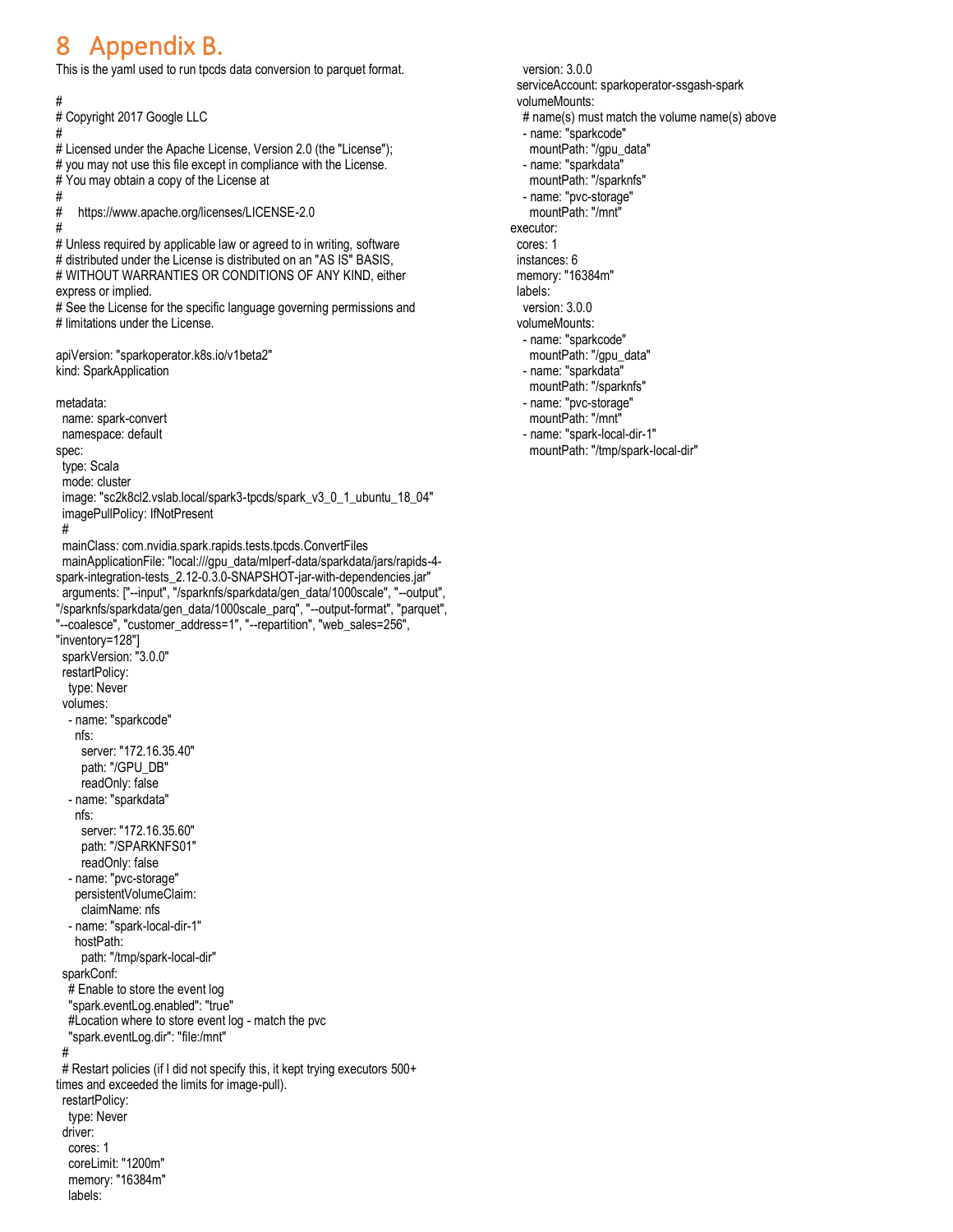# 8 Appendix B.

This is the yaml used to run tpcds data conversion to parquet format.

```
#
# Copyright 2017 Google LLC
#
# Licensed under the Apache License, Version 2.0 (the "License");
# you may not use this file except in compliance with the License.
# You may obtain a copy of the License at
#
#     https://www.apache.org/licenses/LICENSE-2.0
#
# Unless required by applicable law or agreed to in writing, software
# distributed under the License is distributed on an "AS IS" BASIS,
# WITHOUT WARRANTIES OR CONDITIONS OF ANY KIND, either
express or implied.
# See the License for the specific language governing permissions and
# limitations under the License.

apiVersion: "sparkoperator.k8s.io/v1beta2"
kind: SparkApplication

metadata:
  name: spark-convert
  namespace: default
spec:
  type: Scala
  mode: cluster
  image: "sc2k8cl2.vslab.local/spark3-tpcds/spark_v3_0_1_ubuntu_18_04"
  imagePullPolicy: IfNotPresent
  #
  mainClass: com.nvidia.spark.rapids.tests.tpcds.ConvertFiles
  mainApplicationFile: "local:///gpu_data/mlperf-data/sparkdata/jars/rapids-4-
spark-integration-tests_2.12-0.3.0-SNAPSHOT-jar-with-dependencies.jar"
  arguments: ["--input", "/sparknfs/sparkdata/gen_data/1000scale", "--output",
"/sparknfs/sparkdata/gen_data/1000scale_parq", "--output-format", "parquet",
"--coalesce", "customer_address=1", "--repartition", "web_sales=256",
"inventory=128"]
  sparkVersion: "3.0.0"
  restartPolicy:
    type: Never
  volumes:
    - name: "sparkcode"
      nfs:
        server: "172.16.35.40"
        path: "/GPU_DB"
        readOnly: false
    - name: "sparkdata"
      nfs:
        server: "172.16.35.60"
        path: "/SPARKNFS01"
        readOnly: false
    - name: "pvc-storage"
      persistentVolumeClaim:
        claimName: nfs
    - name: "spark-local-dir-1"
      hostPath:
        path: "/tmp/spark-local-dir"
  sparkConf:
    # Enable to store the event log
    "spark.eventLog.enabled": "true"
    #Location where to store event log - match the pvc
    "spark.eventLog.dir": "file:/mnt"
  #
  # Restart policies (if I did not specify this, it kept trying executors 500+
times and exceeded the limits for image-pull).
  restartPolicy:
    type: Never
  driver:
    cores: 1
    coreLimit: "1200m"
    memory: "16384m"
    labels:
      version: 3.0.0
    serviceAccount: sparkoperator-ssgash-spark
    volumeMounts:
      # name(s) must match the volume name(s) above
      - name: "sparkcode"
        mountPath: "/gpu_data"
      - name: "sparkdata"
        mountPath: "/sparknfs"
      - name: "pvc-storage"
        mountPath: "/mnt"
  executor:
    cores: 1
    instances: 6
    memory: "16384m"
    labels:
      version: 3.0.0
    volumeMounts:
      - name: "sparkcode"
        mountPath: "/gpu_data"
      - name: "sparkdata"
        mountPath: "/sparknfs"
      - name: "pvc-storage"
        mountPath: "/mnt"
      - name: "spark-local-dir-1"
        mountPath: "/tmp/spark-local-dir"
```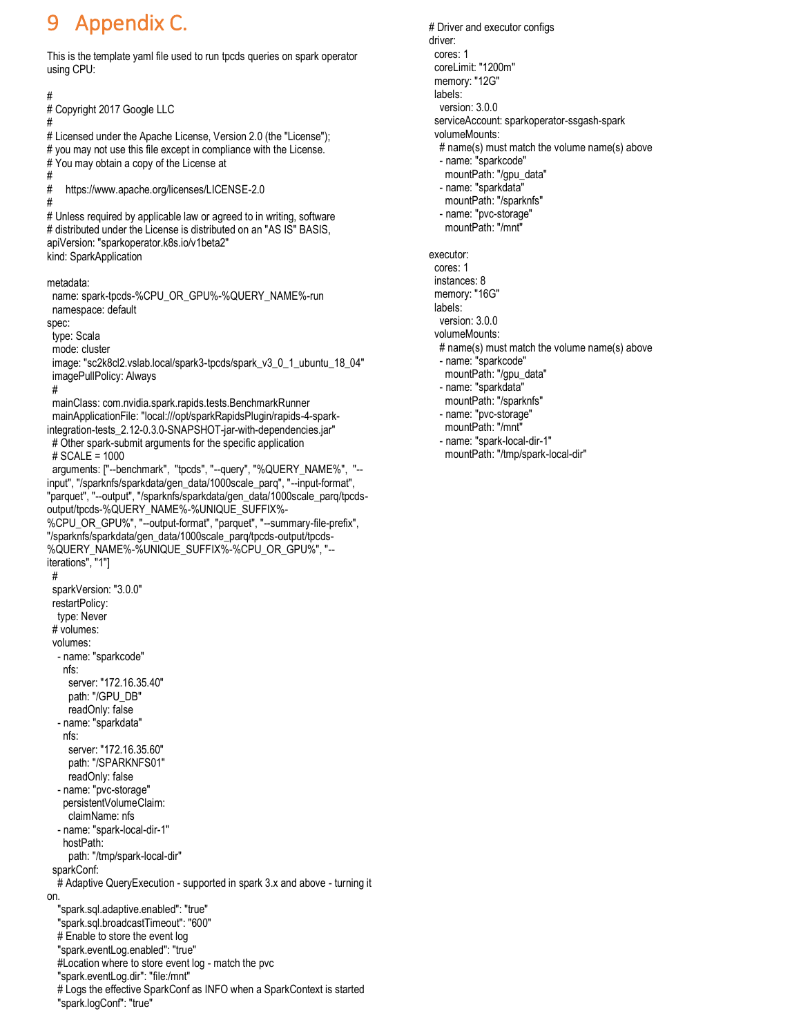# 9 Appendix C.

This is the template yaml file used to run tpcds queries on spark operator using CPU:

```
#
# Copyright 2017 Google LLC
#
# Licensed under the Apache License, Version 2.0 (the "License");
# you may not use this file except in compliance with the License.
# You may obtain a copy of the License at
#
#     https://www.apache.org/licenses/LICENSE-2.0
#
# Unless required by applicable law or agreed to in writing, software
# distributed under the License is distributed on an "AS IS" BASIS,
apiVersion: "sparkoperator.k8s.io/v1beta2"
kind: SparkApplication

metadata:
  name: spark-tpcds-%CPU_OR_GPU%-%QUERY_NAME%-run
  namespace: default
spec:
  type: Scala
  mode: cluster
  image: "sc2k8cl2.vslab.local/spark3-tpcds/spark_v3_0_1_ubuntu_18_04"
  imagePullPolicy: Always
  #
  mainClass: com.nvidia.spark.rapids.tests.BenchmarkRunner
  mainApplicationFile: "local:///opt/sparkRapidsPlugin/rapids-4-spark-integration-tests_2.12-0.3.0-SNAPSHOT-jar-with-dependencies.jar"
  # Other spark-submit arguments for the specific application
  # SCALE = 1000
  arguments: ["--benchmark",  "tpcds", "--query", "%QUERY_NAME%",  "--input", "/sparknfs/sparkdata/gen_data/1000scale_parq", "--input-format", "parquet", "--output", "/sparknfs/sparkdata/gen_data/1000scale_parq/tpcds-output/tpcds-%QUERY_NAME%-%UNIQUE_SUFFIX%-%CPU_OR_GPU%", "--output-format", "parquet", "--summary-file-prefix", "/sparknfs/sparkdata/gen_data/1000scale_parq/tpcds-output/tpcds-%QUERY_NAME%-%UNIQUE_SUFFIX%-%CPU_OR_GPU%", "--iterations", "1"]
  #
  sparkVersion: "3.0.0"
  restartPolicy:
    type: Never
  # volumes:
  volumes:
    - name: "sparkcode"
      nfs:
        server: "172.16.35.40"
        path: "/GPU_DB"
        readOnly: false
    - name: "sparkdata"
      nfs:
        server: "172.16.35.60"
        path: "/SPARKNFS01"
        readOnly: false
    - name: "pvc-storage"
      persistentVolumeClaim:
        claimName: nfs
    - name: "spark-local-dir-1"
      hostPath:
        path: "/tmp/spark-local-dir"
  sparkConf:
    # Adaptive QueryExecution - supported in spark 3.x and above - turning it on.
    "spark.sql.adaptive.enabled": "true"
    "spark.sql.broadcastTimeout": "600"
    # Enable to store the event log
    "spark.eventLog.enabled": "true"
    #Location where to store event log - match the pvc
    "spark.eventLog.dir": "file:/mnt"
    # Logs the effective SparkConf as INFO when a SparkContext is started
    "spark.logConf": "true"
# Driver and executor configs
driver:
  cores: 1
  coreLimit: "1200m"
  memory: "12G"
  labels:
    version: 3.0.0
  serviceAccount: sparkoperator-ssgash-spark
  volumeMounts:
    # name(s) must match the volume name(s) above
    - name: "sparkcode"
      mountPath: "/gpu_data"
    - name: "sparkdata"
      mountPath: "/sparknfs"
    - name: "pvc-storage"
      mountPath: "/mnt"

executor:
  cores: 1
  instances: 8
  memory: "16G"
  labels:
    version: 3.0.0
  volumeMounts:
    # name(s) must match the volume name(s) above
    - name: "sparkcode"
      mountPath: "/gpu_data"
    - name: "sparkdata"
      mountPath: "/sparknfs"
    - name: "pvc-storage"
      mountPath: "/mnt"
    - name: "spark-local-dir-1"
      mountPath: "/tmp/spark-local-dir"
```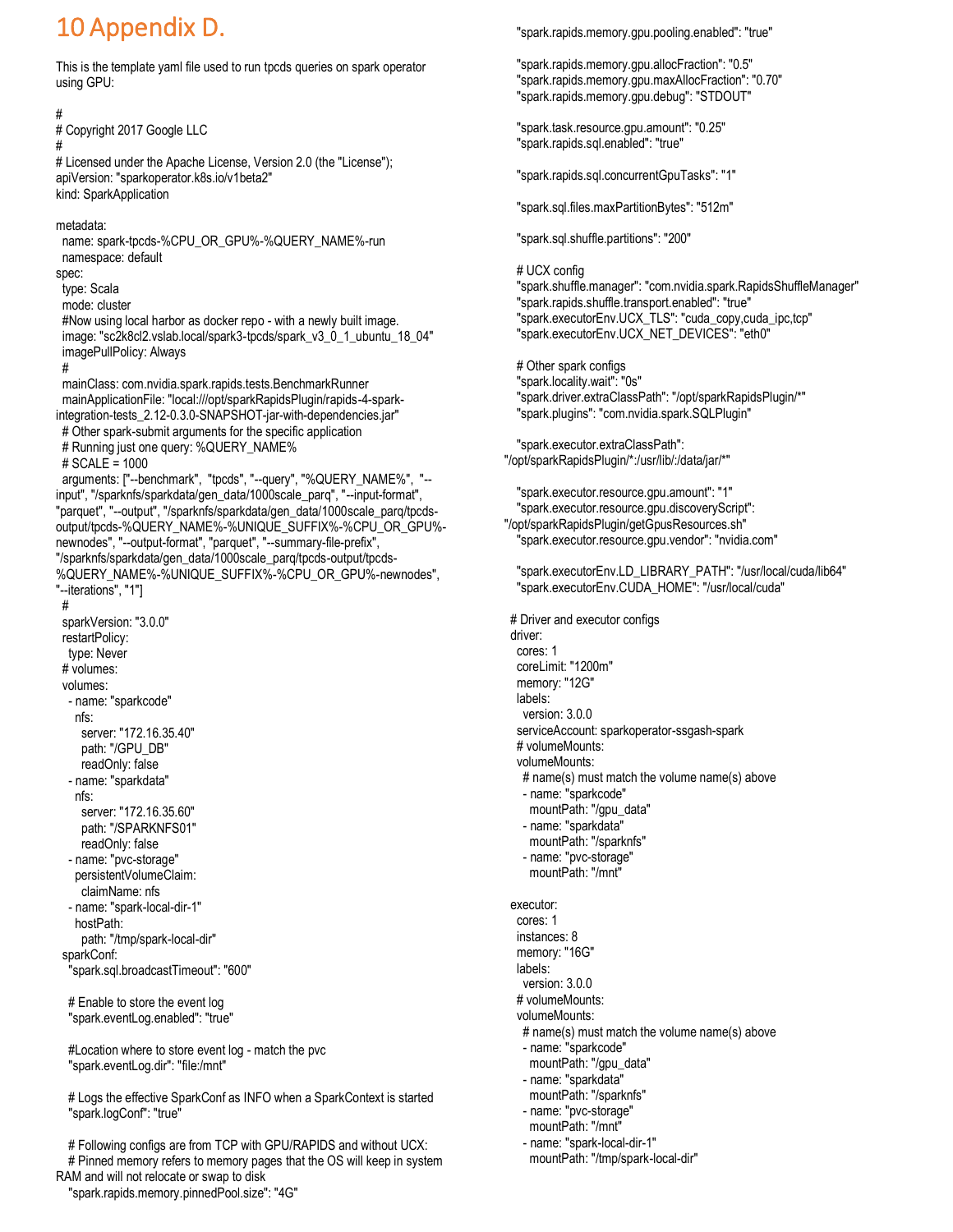# 10 Appendix D.

This is the template yaml file used to run tpcds queries on spark operator using GPU:

```
#
# Copyright 2017 Google LLC
#
# Licensed under the Apache License, Version 2.0 (the "License");
apiVersion: "sparkoperator.k8s.io/v1beta2"
kind: SparkApplication

metadata:
  name: spark-tpcds-%CPU_OR_GPU%-%QUERY_NAME%-run
  namespace: default
spec:
  type: Scala
  mode: cluster
  #Now using local harbor as docker repo - with a newly built image.
  image: "sc2k8cl2.vslab.local/spark3-tpcds/spark_v3_0_1_ubuntu_18_04"
  imagePullPolicy: Always
  #
  mainClass: com.nvidia.spark.rapids.tests.BenchmarkRunner
  mainApplicationFile: "local:///opt/sparkRapidsPlugin/rapids-4-spark-integration-tests_2.12-0.3.0-SNAPSHOT-jar-with-dependencies.jar"
  # Other spark-submit arguments for the specific application
  # Running just one query: %QUERY_NAME%
  # SCALE = 1000
  arguments: ["--benchmark",  "tpcds", "--query", "%QUERY_NAME%",  "--input", "/sparknfs/sparkdata/gen_data/1000scale_parq", "--input-format", "parquet", "--output", "/sparknfs/sparkdata/gen_data/1000scale_parq/tpcds-output/tpcds-%QUERY_NAME%-%UNIQUE_SUFFIX%-%CPU_OR_GPU%-newnodes", "--output-format", "parquet", "--summary-file-prefix", "/sparknfs/sparkdata/gen_data/1000scale_parq/tpcds-output/tpcds-%QUERY_NAME%-%UNIQUE_SUFFIX%-%CPU_OR_GPU%-newnodes", "--iterations", "1"]
  #
  sparkVersion: "3.0.0"
  restartPolicy:
    type: Never
  # volumes:
  volumes:
    - name: "sparkcode"
      nfs:
        server: "172.16.35.40"
        path: "/GPU_DB"
        readOnly: false
    - name: "sparkdata"
      nfs:
        server: "172.16.35.60"
        path: "/SPARKNFS01"
        readOnly: false
    - name: "pvc-storage"
      persistentVolumeClaim:
        claimName: nfs
    - name: "spark-local-dir-1"
      hostPath:
        path: "/tmp/spark-local-dir"
  sparkConf:
    "spark.sql.broadcastTimeout": "600"

    # Enable to store the event log
    "spark.eventLog.enabled": "true"

    #Location where to store event log - match the pvc
    "spark.eventLog.dir": "file:/mnt"

    # Logs the effective SparkConf as INFO when a SparkContext is started
    "spark.logConf": "true"

    # Following configs are from TCP with GPU/RAPIDS and without UCX:
    # Pinned memory refers to memory pages that the OS will keep in system RAM and will not relocate or swap to disk
    "spark.rapids.memory.pinnedPool.size": "4G"
    "spark.rapids.memory.gpu.pooling.enabled": "true"

    "spark.rapids.memory.gpu.allocFraction": "0.5"
    "spark.rapids.memory.gpu.maxAllocFraction": "0.70"
    "spark.rapids.memory.gpu.debug": "STDOUT"

    "spark.task.resource.gpu.amount": "0.25"
    "spark.rapids.sql.enabled": "true"

    "spark.rapids.sql.concurrentGpuTasks": "1"

    "spark.sql.files.maxPartitionBytes": "512m"

    "spark.sql.shuffle.partitions": "200"

    # UCX config
    "spark.shuffle.manager": "com.nvidia.spark.RapidsShuffleManager"
    "spark.rapids.shuffle.transport.enabled": "true"
    "spark.executorEnv.UCX_TLS": "cuda_copy,cuda_ipc,tcp"
    "spark.executorEnv.UCX_NET_DEVICES": "eth0"

    # Other spark configs
    "spark.locality.wait": "0s"
    "spark.driver.extraClassPath": "/opt/sparkRapidsPlugin/*"
    "spark.plugins": "com.nvidia.spark.SQLPlugin"

    "spark.executor.extraClassPath":
"/opt/sparkRapidsPlugin/*:/usr/lib/:/data/jar/*"

    "spark.executor.resource.gpu.amount": "1"
    "spark.executor.resource.gpu.discoveryScript":
"/opt/sparkRapidsPlugin/getGpusResources.sh"
    "spark.executor.resource.gpu.vendor": "nvidia.com"

    "spark.executorEnv.LD_LIBRARY_PATH": "/usr/local/cuda/lib64"
    "spark.executorEnv.CUDA_HOME": "/usr/local/cuda"

  # Driver and executor configs
  driver:
    cores: 1
    coreLimit: "1200m"
    memory: "12G"
    labels:
      version: 3.0.0
    serviceAccount: sparkoperator-ssgash-spark
    # volumeMounts:
    volumeMounts:
      # name(s) must match the volume name(s) above
      - name: "sparkcode"
        mountPath: "/gpu_data"
      - name: "sparkdata"
        mountPath: "/sparknfs"
      - name: "pvc-storage"
        mountPath: "/mnt"

  executor:
    cores: 1
    instances: 8
    memory: "16G"
    labels:
      version: 3.0.0
    # volumeMounts:
    volumeMounts:
      # name(s) must match the volume name(s) above
      - name: "sparkcode"
        mountPath: "/gpu_data"
      - name: "sparkdata"
        mountPath: "/sparknfs"
      - name: "pvc-storage"
        mountPath: "/mnt"
      - name: "spark-local-dir-1"
        mountPath: "/tmp/spark-local-dir"
```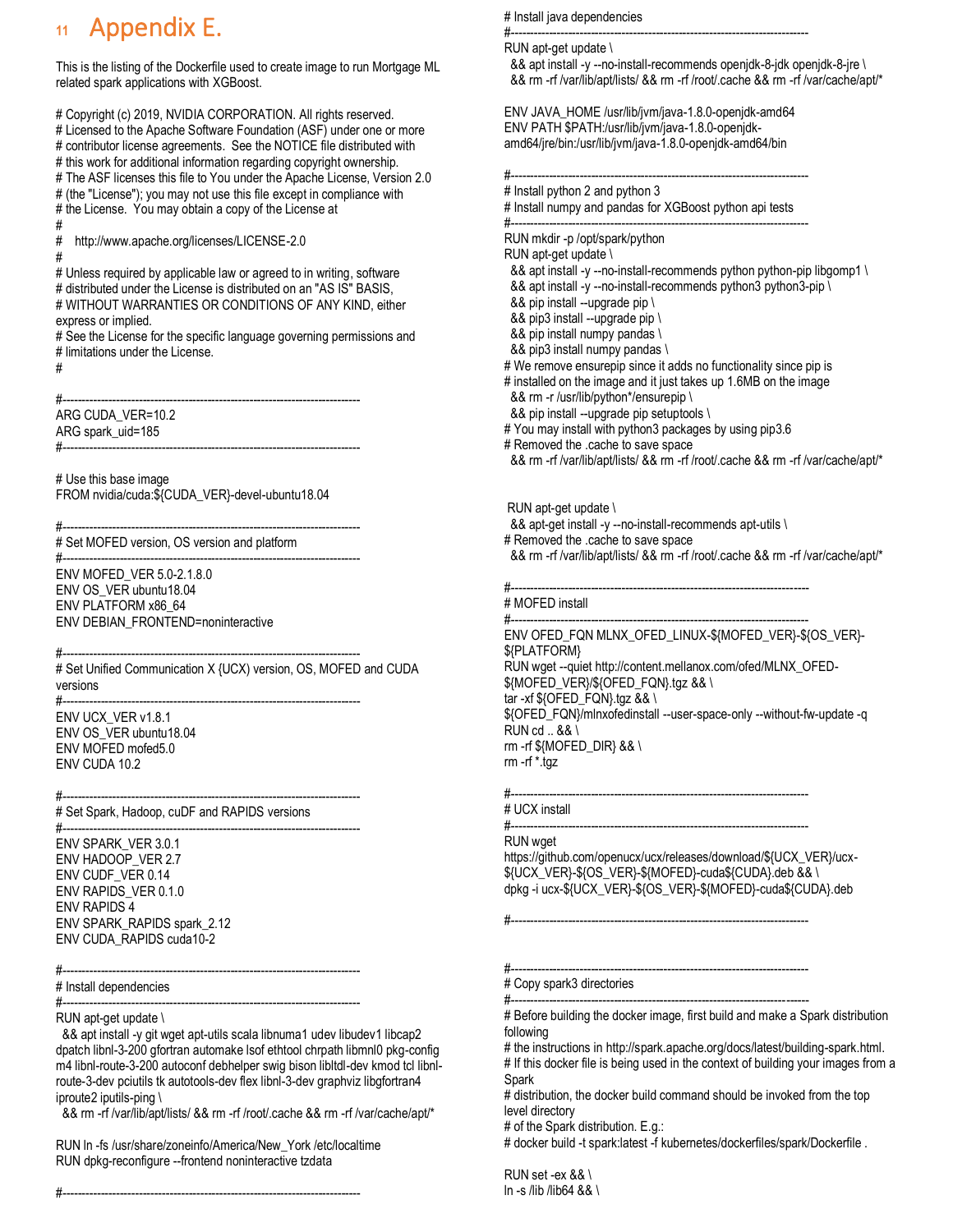# 11 Appendix E.

This is the listing of the Dockerfile used to create image to run Mortgage ML related spark applications with XGBoost.

```
# Copyright (c) 2019, NVIDIA CORPORATION. All rights reserved.
# Licensed to the Apache Software Foundation (ASF) under one or more
# contributor license agreements.  See the NOTICE file distributed with
# this work for additional information regarding copyright ownership.
# The ASF licenses this file to You under the Apache License, Version 2.0
# (the "License"); you may not use this file except in compliance with
# the License.  You may obtain a copy of the License at
#
#    http://www.apache.org/licenses/LICENSE-2.0
#
# Unless required by applicable law or agreed to in writing, software
# distributed under the License is distributed on an "AS IS" BASIS,
# WITHOUT WARRANTIES OR CONDITIONS OF ANY KIND, either
express or implied.
# See the License for the specific language governing permissions and
# limitations under the License.
#

#-------------------------------------------------------------------------------
ARG CUDA_VER=10.2
ARG spark_uid=185
#-------------------------------------------------------------------------------

# Use this base image
FROM nvidia/cuda:${CUDA_VER}-devel-ubuntu18.04

#-------------------------------------------------------------------------------
# Set MOFED version, OS version and platform
#-------------------------------------------------------------------------------
ENV MOFED_VER 5.0-2.1.8.0
ENV OS_VER ubuntu18.04
ENV PLATFORM x86_64
ENV DEBIAN_FRONTEND=noninteractive

#-------------------------------------------------------------------------------
# Set Unified Communication X {UCX} version, OS, MOFED and CUDA
versions
#-------------------------------------------------------------------------------
ENV UCX_VER v1.8.1
ENV OS_VER ubuntu18.04
ENV MOFED mofed5.0
ENV CUDA 10.2

#-------------------------------------------------------------------------------
# Set Spark, Hadoop, cuDF and RAPIDS versions
#-------------------------------------------------------------------------------
ENV SPARK_VER 3.0.1
ENV HADOOP_VER 2.7
ENV CUDF_VER 0.14
ENV RAPIDS_VER 0.1.0
ENV RAPIDS 4
ENV SPARK_RAPIDS spark_2.12
ENV CUDA_RAPIDS cuda10-2

#-------------------------------------------------------------------------------
# Install dependencies
#-------------------------------------------------------------------------------
RUN apt-get update \
  && apt install -y git wget apt-utils scala libnuma1 udev libudev1 libcap2
dpatch libnl-3-200 gfortran automake lsof ethtool chrpath libmnl0 pkg-config
m4 libnl-route-3-200 autoconf debhelper swig bison libltdl-dev kmod tcl libnl-
route-3-dev pciutils tk autotools-dev flex libnl-3-dev graphviz libgfortran4
iproute2 iputils-ping \
  && rm -rf /var/lib/apt/lists/ && rm -rf /root/.cache && rm -rf /var/cache/apt/*

RUN ln -fs /usr/share/zoneinfo/America/New_York /etc/localtime
RUN dpkg-reconfigure --frontend noninteractive tzdata

#-------------------------------------------------------------------------------
# Install java dependencies
#-------------------------------------------------------------------------------
RUN apt-get update \
  && apt install -y --no-install-recommends openjdk-8-jdk openjdk-8-jre \
  && rm -rf /var/lib/apt/lists/ && rm -rf /root/.cache && rm -rf /var/cache/apt/*

ENV JAVA_HOME /usr/lib/jvm/java-1.8.0-openjdk-amd64
ENV PATH $PATH:/usr/lib/jvm/java-1.8.0-openjdk-
amd64/jre/bin:/usr/lib/jvm/java-1.8.0-openjdk-amd64/bin

#-------------------------------------------------------------------------------
# Install python 2 and python 3
# Install numpy and pandas for XGBoost python api tests
#-------------------------------------------------------------------------------
RUN mkdir -p /opt/spark/python
RUN apt-get update \
  && apt install -y --no-install-recommends python python-pip libgomp1 \
  && apt install -y --no-install-recommends python3 python3-pip \
  && pip install --upgrade pip \
  && pip3 install --upgrade pip \
  && pip install numpy pandas \
  && pip3 install numpy pandas \
# We remove ensurepip since it adds no functionality since pip is
# installed on the image and it just takes up 1.6MB on the image
  && rm -r /usr/lib/python*/ensurepip \
  && pip install --upgrade pip setuptools \
# You may install with python3 packages by using pip3.6
# Removed the .cache to save space
  && rm -rf /var/lib/apt/lists/ && rm -rf /root/.cache && rm -rf /var/cache/apt/*


 RUN apt-get update \
  && apt-get install -y --no-install-recommends apt-utils \
# Removed the .cache to save space
  && rm -rf /var/lib/apt/lists/ && rm -rf /root/.cache && rm -rf /var/cache/apt/*

#-------------------------------------------------------------------------------
# MOFED install
#-------------------------------------------------------------------------------
ENV OFED_FQN MLNX_OFED_LINUX-${MOFED_VER}-${OS_VER}-
${PLATFORM}
RUN wget --quiet http://content.mellanox.com/ofed/MLNX_OFED-
${MOFED_VER}/${OFED_FQN}.tgz && \
tar -xf ${OFED_FQN}.tgz && \
${OFED_FQN}/mlnxofedinstall --user-space-only --without-fw-update -q
RUN cd .. && \
rm -rf ${MOFED_DIR} && \
rm -rf *.tgz

#-------------------------------------------------------------------------------
# UCX install
#-------------------------------------------------------------------------------
RUN wget
https://github.com/openucx/ucx/releases/download/${UCX_VER}/ucx-
${UCX_VER}-${OS_VER}-${MOFED}-cuda${CUDA}.deb && \
dpkg -i ucx-${UCX_VER}-${OS_VER}-${MOFED}-cuda${CUDA}.deb

#-------------------------------------------------------------------------------


#-------------------------------------------------------------------------------
# Copy spark3 directories
#-------------------------------------------------------------------------------
# Before building the docker image, first build and make a Spark distribution
following
# the instructions in http://spark.apache.org/docs/latest/building-spark.html.
# If this docker file is being used in the context of building your images from a
Spark
# distribution, the docker build command should be invoked from the top
level directory
# of the Spark distribution. E.g.:
# docker build -t spark:latest -f kubernetes/dockerfiles/spark/Dockerfile .

RUN set -ex && \
ln -s /lib /lib64 && \
```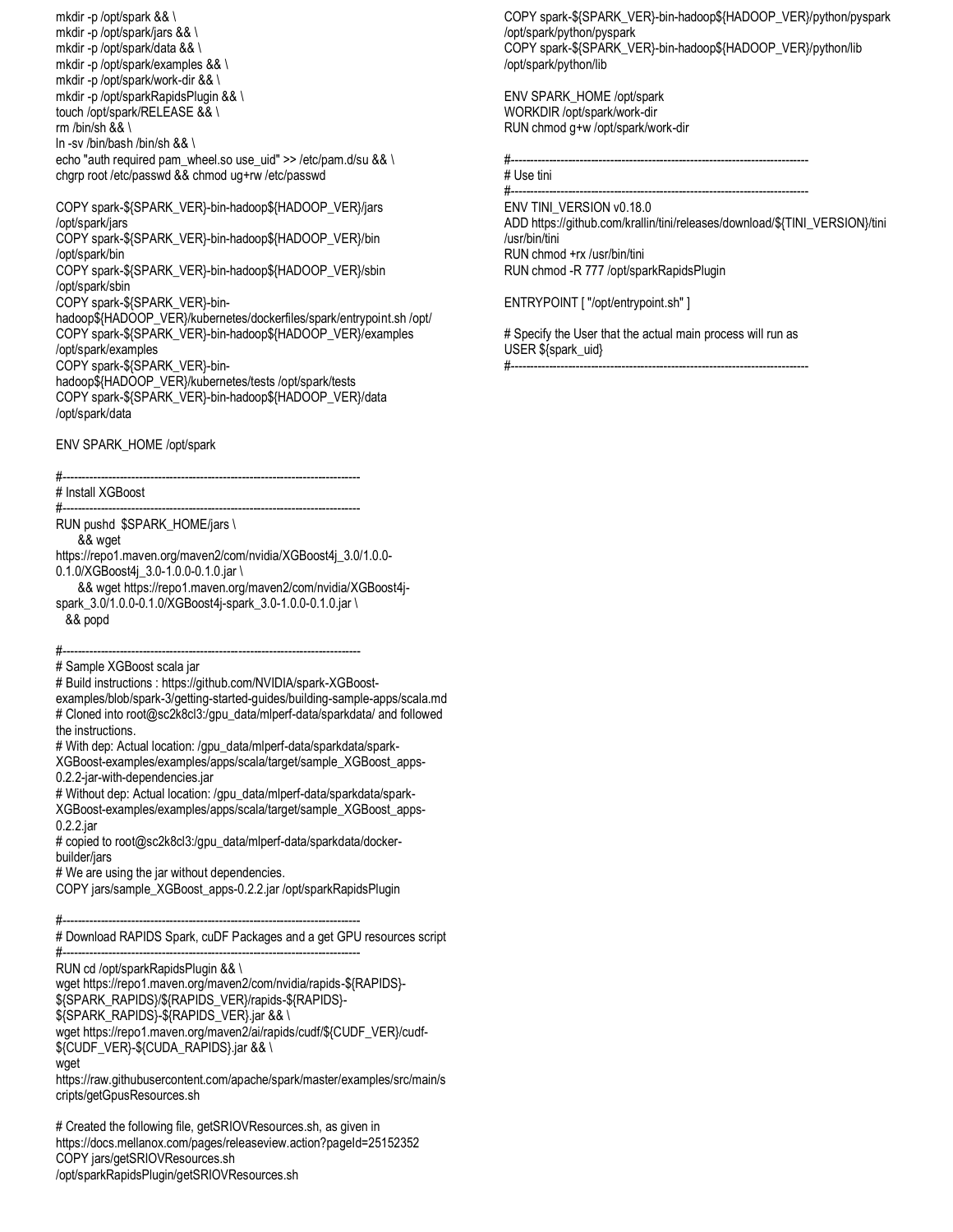```
mkdir -p /opt/spark && \
mkdir -p /opt/spark/jars && \
mkdir -p /opt/spark/data && \
mkdir -p /opt/spark/examples && \
mkdir -p /opt/spark/work-dir && \
mkdir -p /opt/sparkRapidsPlugin && \
touch /opt/spark/RELEASE && \
rm /bin/sh && \
ln -sv /bin/bash /bin/sh && \
echo "auth required pam_wheel.so use_uid" >> /etc/pam.d/su && \
chgrp root /etc/passwd && chmod ug+rw /etc/passwd

COPY spark-${SPARK_VER}-bin-hadoop${HADOOP_VER}/jars
/opt/spark/jars
COPY spark-${SPARK_VER}-bin-hadoop${HADOOP_VER}/bin
/opt/spark/bin
COPY spark-${SPARK_VER}-bin-hadoop${HADOOP_VER}/sbin
/opt/spark/sbin
COPY spark-${SPARK_VER}-bin-
hadoop${HADOOP_VER}/kubernetes/dockerfiles/spark/entrypoint.sh /opt/
COPY spark-${SPARK_VER}-bin-hadoop${HADOOP_VER}/examples
/opt/spark/examples
COPY spark-${SPARK_VER}-bin-
hadoop${HADOOP_VER}/kubernetes/tests /opt/spark/tests
COPY spark-${SPARK_VER}-bin-hadoop${HADOOP_VER}/data
/opt/spark/data

ENV SPARK_HOME /opt/spark

#------------------------------------------------------------------------------
# Install XGBoost
#------------------------------------------------------------------------------
RUN pushd  $SPARK_HOME/jars \
     && wget
https://repo1.maven.org/maven2/com/nvidia/XGBoost4j_3.0/1.0.0-
0.1.0/XGBoost4j_3.0-1.0.0-0.1.0.jar \
     && wget https://repo1.maven.org/maven2/com/nvidia/XGBoost4j-
spark_3.0/1.0.0-0.1.0/XGBoost4j-spark_3.0-1.0.0-0.1.0.jar \
  && popd

#------------------------------------------------------------------------------
# Sample XGBoost scala jar
# Build instructions : https://github.com/NVIDIA/spark-XGBoost-
examples/blob/spark-3/getting-started-guides/building-sample-apps/scala.md
# Cloned into root@sc2k8cl3:/gpu_data/mlperf-data/sparkdata/ and followed
the instructions.
# With dep: Actual location: /gpu_data/mlperf-data/sparkdata/spark-
XGBoost-examples/examples/apps/scala/target/sample_XGBoost_apps-
0.2.2-jar-with-dependencies.jar
# Without dep: Actual location: /gpu_data/mlperf-data/sparkdata/spark-
XGBoost-examples/examples/apps/scala/target/sample_XGBoost_apps-
0.2.2.jar
# copied to root@sc2k8cl3:/gpu_data/mlperf-data/sparkdata/docker-
builder/jars
# We are using the jar without dependencies.
COPY jars/sample_XGBoost_apps-0.2.2.jar /opt/sparkRapidsPlugin

#------------------------------------------------------------------------------
# Download RAPIDS Spark, cuDF Packages and a get GPU resources script
#------------------------------------------------------------------------------
RUN cd /opt/sparkRapidsPlugin && \
wget https://repo1.maven.org/maven2/com/nvidia/rapids-${RAPIDS}-
${SPARK_RAPIDS}/${RAPIDS_VER}/rapids-${RAPIDS}-
${SPARK_RAPIDS}-${RAPIDS_VER}.jar && \
wget https://repo1.maven.org/maven2/ai/rapids/cudf/${CUDF_VER}/cudf-
${CUDF_VER}-${CUDA_RAPIDS}.jar && \
wget
https://raw.githubusercontent.com/apache/spark/master/examples/src/main/s
cripts/getGpusResources.sh

# Created the following file, getSRIOVResources.sh, as given in
https://docs.mellanox.com/pages/releaseview.action?pageId=25152352
COPY jars/getSRIOVResources.sh
/opt/sparkRapidsPlugin/getSRIOVResources.sh

COPY spark-${SPARK_VER}-bin-hadoop${HADOOP_VER}/python/pyspark
/opt/spark/python/pyspark
COPY spark-${SPARK_VER}-bin-hadoop${HADOOP_VER}/python/lib
/opt/spark/python/lib

ENV SPARK_HOME /opt/spark
WORKDIR /opt/spark/work-dir
RUN chmod g+w /opt/spark/work-dir

#------------------------------------------------------------------------------
# Use tini
#------------------------------------------------------------------------------
ENV TINI_VERSION v0.18.0
ADD https://github.com/krallin/tini/releases/download/${TINI_VERSION}/tini
/usr/bin/tini
RUN chmod +rx /usr/bin/tini
RUN chmod -R 777 /opt/sparkRapidsPlugin

ENTRYPOINT [ "/opt/entrypoint.sh" ]

# Specify the User that the actual main process will run as
USER ${spark_uid}
#------------------------------------------------------------------------------
```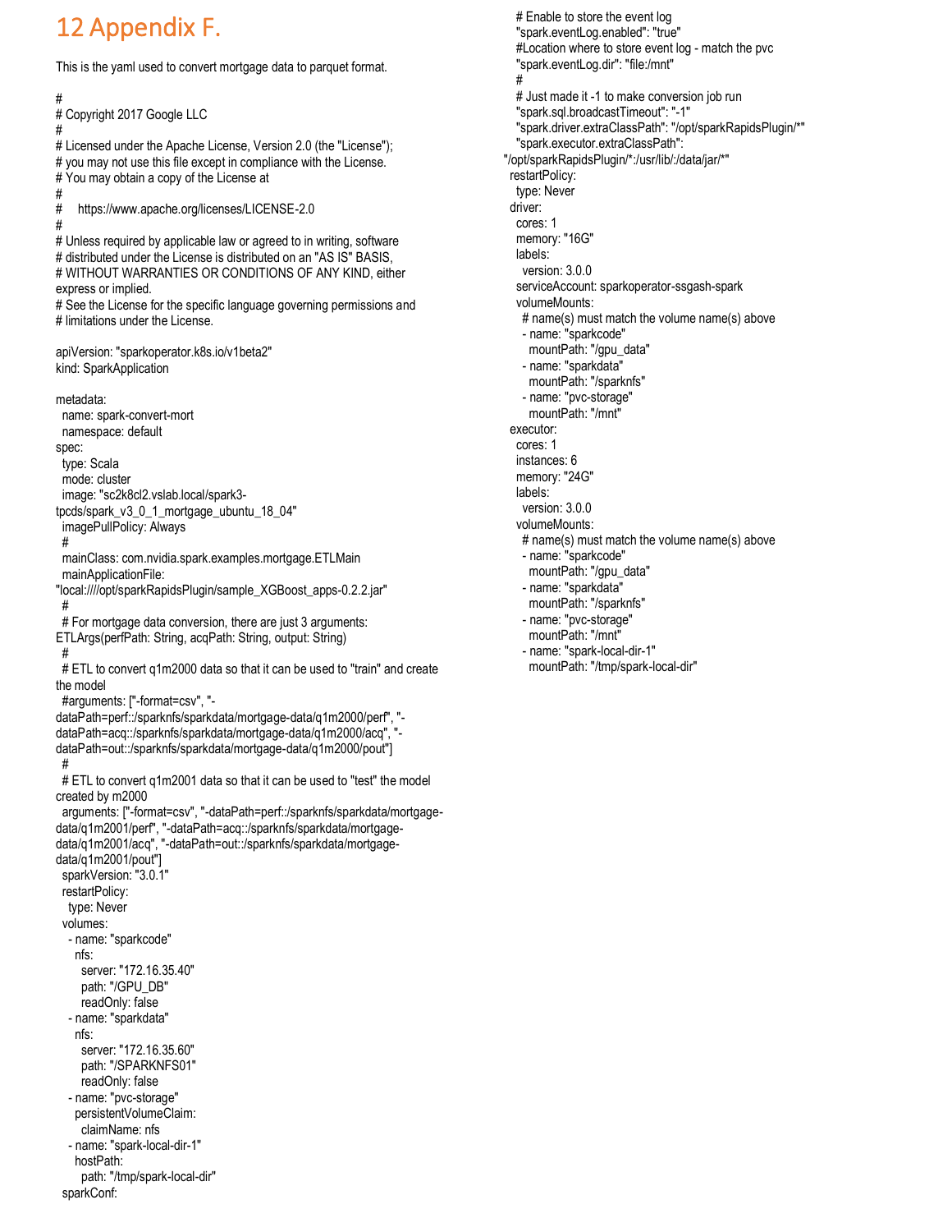## 12 Appendix F.

This is the yaml used to convert mortgage data to parquet format.

```
#
# Copyright 2017 Google LLC
#
# Licensed under the Apache License, Version 2.0 (the "License");
# you may not use this file except in compliance with the License.
# You may obtain a copy of the License at
#
#     https://www.apache.org/licenses/LICENSE-2.0
#
# Unless required by applicable law or agreed to in writing, software
# distributed under the License is distributed on an "AS IS" BASIS,
# WITHOUT WARRANTIES OR CONDITIONS OF ANY KIND, either
express or implied.
# See the License for the specific language governing permissions and
# limitations under the License.

apiVersion: "sparkoperator.k8s.io/v1beta2"
kind: SparkApplication

metadata:
  name: spark-convert-mort
  namespace: default
spec:
  type: Scala
  mode: cluster
  image: "sc2k8cl2.vslab.local/spark3-
tpcds/spark_v3_0_1_mortgage_ubuntu_18_04"
  imagePullPolicy: Always
  #
  mainClass: com.nvidia.spark.examples.mortgage.ETLMain
  mainApplicationFile:
"local:////opt/sparkRapidsPlugin/sample_XGBoost_apps-0.2.2.jar"
  #
  # For mortgage data conversion, there are just 3 arguments:
ETLArgs(perfPath: String, acqPath: String, output: String)
  #
  # ETL to convert q1m2000 data so that it can be used to "train" and create
the model
  #arguments: ["-format=csv", "-
dataPath=perf::/sparknfs/sparkdata/mortgage-data/q1m2000/perf", "-
dataPath=acq::/sparknfs/sparkdata/mortgage-data/q1m2000/acq", "-
dataPath=out::/sparknfs/sparkdata/mortgage-data/q1m2000/pout"]
  #
  # ETL to convert q1m2001 data so that it can be used to "test" the model
created by m2000
  arguments: ["-format=csv", "-dataPath=perf::/sparknfs/sparkdata/mortgage-
data/q1m2001/perf", "-dataPath=acq::/sparknfs/sparkdata/mortgage-
data/q1m2001/acq", "-dataPath=out::/sparknfs/sparkdata/mortgage-
data/q1m2001/pout"]
  sparkVersion: "3.0.1"
  restartPolicy:
    type: Never
  volumes:
    - name: "sparkcode"
      nfs:
        server: "172.16.35.40"
        path: "/GPU_DB"
        readOnly: false
    - name: "sparkdata"
      nfs:
        server: "172.16.35.60"
        path: "/SPARKNFS01"
        readOnly: false
    - name: "pvc-storage"
      persistentVolumeClaim:
        claimName: nfs
    - name: "spark-local-dir-1"
      hostPath:
        path: "/tmp/spark-local-dir"
  sparkConf:
    # Enable to store the event log
    "spark.eventLog.enabled": "true"
    #Location where to store event log - match the pvc
    "spark.eventLog.dir": "file:/mnt"
    #
    # Just made it -1 to make conversion job run
    "spark.sql.broadcastTimeout": "-1"
    "spark.driver.extraClassPath": "/opt/sparkRapidsPlugin/*"
    "spark.executor.extraClassPath":
"/opt/sparkRapidsPlugin/*:/usr/lib/:/data/jar/*"
  restartPolicy:
    type: Never
  driver:
    cores: 1
    memory: "16G"
    labels:
      version: 3.0.0
    serviceAccount: sparkoperator-ssgash-spark
    volumeMounts:
      # name(s) must match the volume name(s) above
      - name: "sparkcode"
        mountPath: "/gpu_data"
      - name: "sparkdata"
        mountPath: "/sparknfs"
      - name: "pvc-storage"
        mountPath: "/mnt"
  executor:
    cores: 1
    instances: 6
    memory: "24G"
    labels:
      version: 3.0.0
    volumeMounts:
      # name(s) must match the volume name(s) above
      - name: "sparkcode"
        mountPath: "/gpu_data"
      - name: "sparkdata"
        mountPath: "/sparknfs"
      - name: "pvc-storage"
        mountPath: "/mnt"
      - name: "spark-local-dir-1"
        mountPath: "/tmp/spark-local-dir"
```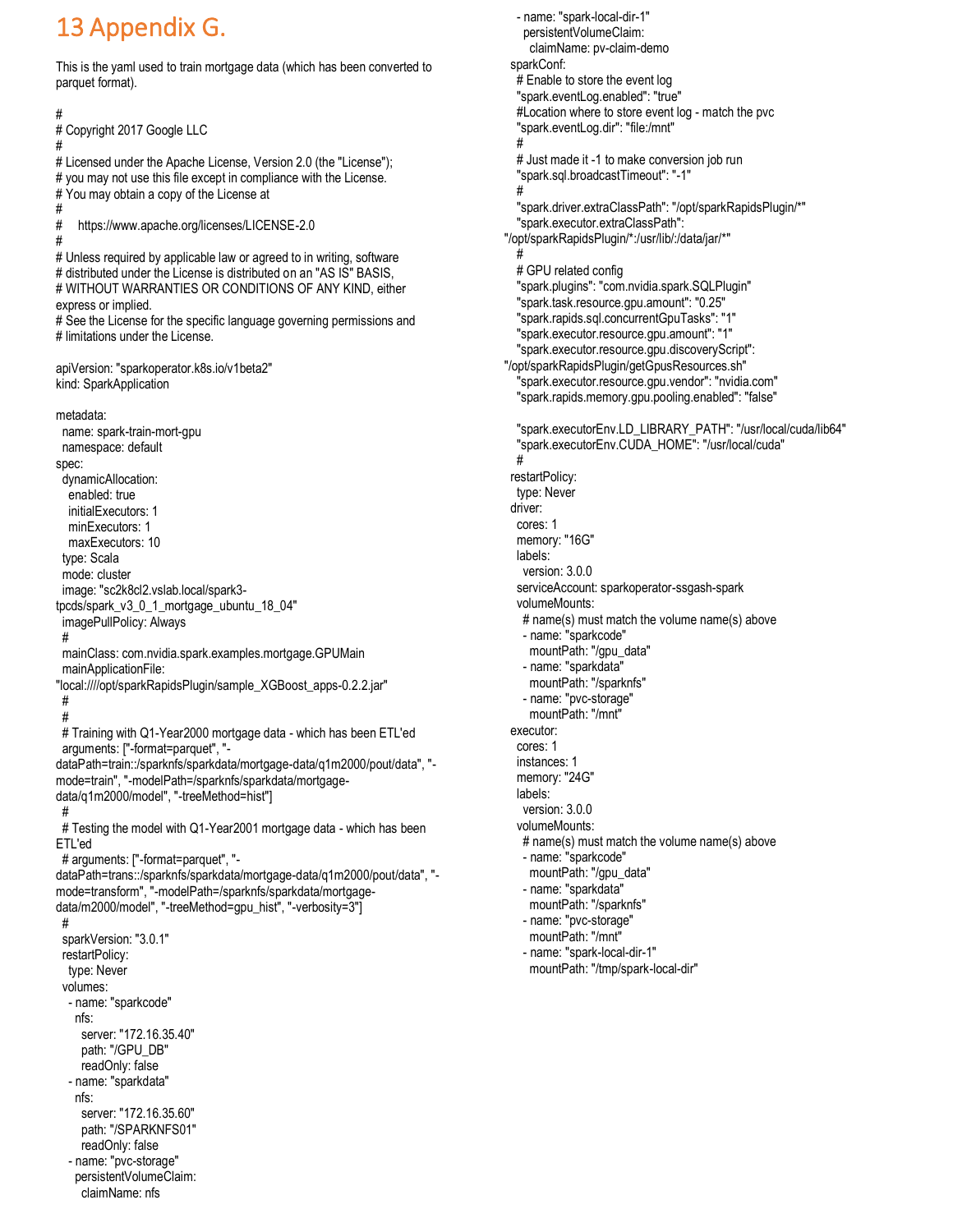# 13 Appendix G.

This is the yaml used to train mortgage data (which has been converted to parquet format).

```
#
# Copyright 2017 Google LLC
#
# Licensed under the Apache License, Version 2.0 (the "License");
# you may not use this file except in compliance with the License.
# You may obtain a copy of the License at
#
#     https://www.apache.org/licenses/LICENSE-2.0
#
# Unless required by applicable law or agreed to in writing, software
# distributed under the License is distributed on an "AS IS" BASIS,
# WITHOUT WARRANTIES OR CONDITIONS OF ANY KIND, either
express or implied.
# See the License for the specific language governing permissions and
# limitations under the License.

apiVersion: "sparkoperator.k8s.io/v1beta2"
kind: SparkApplication

metadata:
  name: spark-train-mort-gpu
  namespace: default
spec:
  dynamicAllocation:
    enabled: true
    initialExecutors: 1
    minExecutors: 1
    maxExecutors: 10
  type: Scala
  mode: cluster
  image: "sc2k8cl2.vslab.local/spark3-
tpcds/spark_v3_0_1_mortgage_ubuntu_18_04"
  imagePullPolicy: Always
  #
  mainClass: com.nvidia.spark.examples.mortgage.GPUMain
  mainApplicationFile:
"local:////opt/sparkRapidsPlugin/sample_XGBoost_apps-0.2.2.jar"
  #
  #
  # Training with Q1-Year2000 mortgage data - which has been ETL'ed
  arguments: ["-format=parquet", "-
dataPath=train::/sparknfs/sparkdata/mortgage-data/q1m2000/pout/data", "-
mode=train", "-modelPath=/sparknfs/sparkdata/mortgage-
data/q1m2000/model", "-treeMethod=hist"]
  #
  # Testing the model with Q1-Year2001 mortgage data - which has been
ETL'ed
  # arguments: ["-format=parquet", "-
dataPath=trans::/sparknfs/sparkdata/mortgage-data/q1m2000/pout/data", "-
mode=transform", "-modelPath=/sparknfs/sparkdata/mortgage-
data/m2000/model", "-treeMethod=gpu_hist", "-verbosity=3"]
  #
  sparkVersion: "3.0.1"
  restartPolicy:
    type: Never
  volumes:
    - name: "sparkcode"
      nfs:
        server: "172.16.35.40"
        path: "/GPU_DB"
        readOnly: false
    - name: "sparkdata"
      nfs:
        server: "172.16.35.60"
        path: "/SPARKNFS01"
        readOnly: false
    - name: "pvc-storage"
      persistentVolumeClaim:
        claimName: nfs
    - name: "spark-local-dir-1"
      persistentVolumeClaim:
        claimName: pv-claim-demo
  sparkConf:
    # Enable to store the event log
    "spark.eventLog.enabled": "true"
    #Location where to store event log - match the pvc
    "spark.eventLog.dir": "file:/mnt"
    #
    # Just made it -1 to make conversion job run
    "spark.sql.broadcastTimeout": "-1"
    #
    "spark.driver.extraClassPath": "/opt/sparkRapidsPlugin/*"
    "spark.executor.extraClassPath":
"/opt/sparkRapidsPlugin/*:/usr/lib/:/data/jar/*"
    #
    # GPU related config
    "spark.plugins": "com.nvidia.spark.SQLPlugin"
    "spark.task.resource.gpu.amount": "0.25"
    "spark.rapids.sql.concurrentGpuTasks": "1"
    "spark.executor.resource.gpu.amount": "1"
    "spark.executor.resource.gpu.discoveryScript":
"/opt/sparkRapidsPlugin/getGpusResources.sh"
    "spark.executor.resource.gpu.vendor": "nvidia.com"
    "spark.rapids.memory.gpu.pooling.enabled": "false"

    "spark.executorEnv.LD_LIBRARY_PATH": "/usr/local/cuda/lib64"
    "spark.executorEnv.CUDA_HOME": "/usr/local/cuda"
    #
  restartPolicy:
    type: Never
  driver:
    cores: 1
    memory: "16G"
    labels:
      version: 3.0.0
    serviceAccount: sparkoperator-ssgash-spark
    volumeMounts:
      # name(s) must match the volume name(s) above
      - name: "sparkcode"
        mountPath: "/gpu_data"
      - name: "sparkdata"
        mountPath: "/sparknfs"
      - name: "pvc-storage"
        mountPath: "/mnt"
  executor:
    cores: 1
    instances: 1
    memory: "24G"
    labels:
      version: 3.0.0
    volumeMounts:
      # name(s) must match the volume name(s) above
      - name: "sparkcode"
        mountPath: "/gpu_data"
      - name: "sparkdata"
        mountPath: "/sparknfs"
      - name: "pvc-storage"
        mountPath: "/mnt"
      - name: "spark-local-dir-1"
        mountPath: "/tmp/spark-local-dir"
```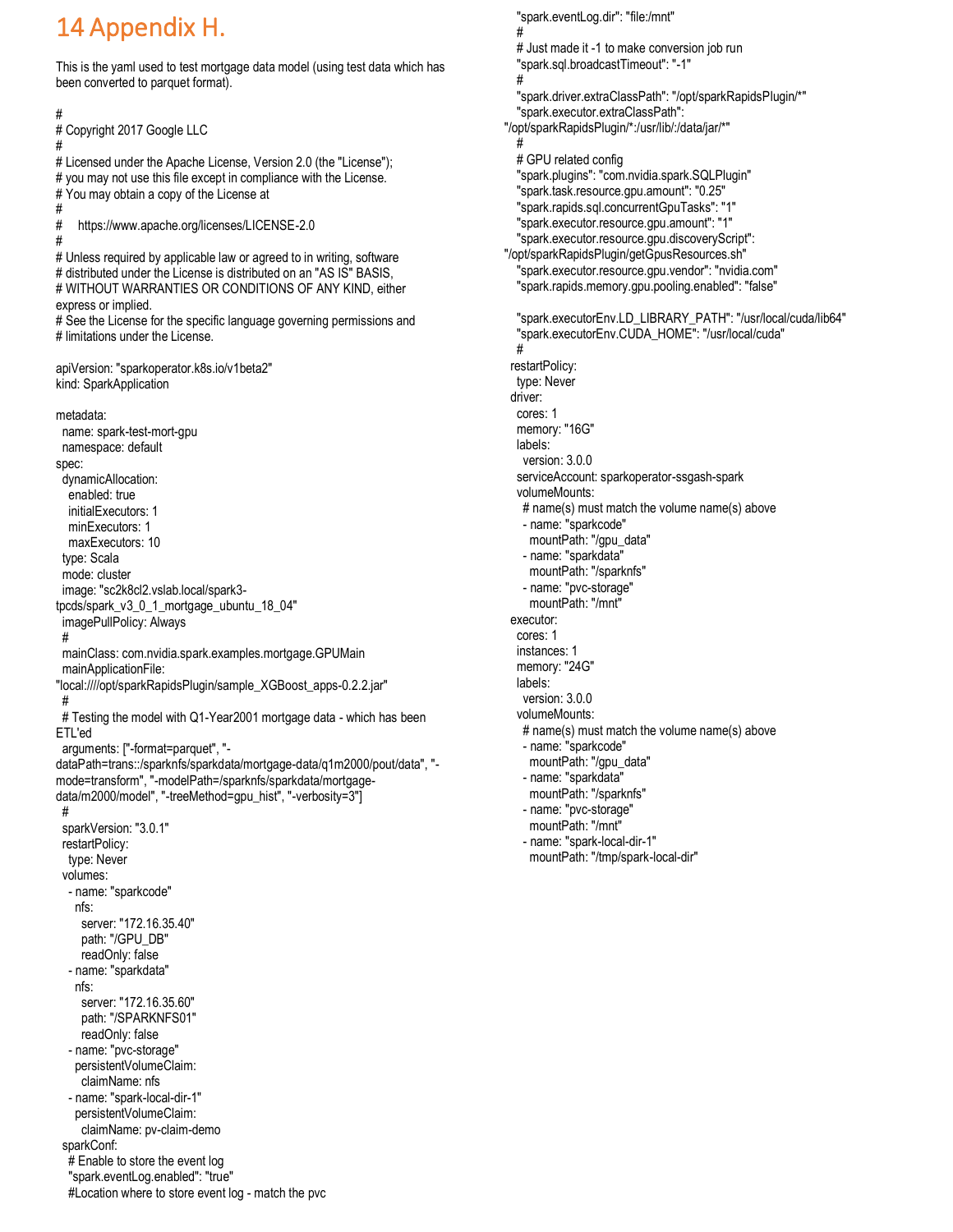# 14 Appendix H.

This is the yaml used to test mortgage data model (using test data which has been converted to parquet format).

```
#
# Copyright 2017 Google LLC
#
# Licensed under the Apache License, Version 2.0 (the "License");
# you may not use this file except in compliance with the License.
# You may obtain a copy of the License at
#
#     https://www.apache.org/licenses/LICENSE-2.0
#
# Unless required by applicable law or agreed to in writing, software
# distributed under the License is distributed on an "AS IS" BASIS,
# WITHOUT WARRANTIES OR CONDITIONS OF ANY KIND, either
express or implied.
# See the License for the specific language governing permissions and
# limitations under the License.

apiVersion: "sparkoperator.k8s.io/v1beta2"
kind: SparkApplication

metadata:
  name: spark-test-mort-gpu
  namespace: default
spec:
  dynamicAllocation:
    enabled: true
    initialExecutors: 1
    minExecutors: 1
    maxExecutors: 10
  type: Scala
  mode: cluster
  image: "sc2k8cl2.vslab.local/spark3-
tpcds/spark_v3_0_1_mortgage_ubuntu_18_04"
  imagePullPolicy: Always
  #
  mainClass: com.nvidia.spark.examples.mortgage.GPUMain
  mainApplicationFile:
"local:////opt/sparkRapidsPlugin/sample_XGBoost_apps-0.2.2.jar"
  #
  # Testing the model with Q1-Year2001 mortgage data - which has been
ETL'ed
  arguments: ["-format=parquet", "-
dataPath=trans::/sparknfs/sparkdata/mortgage-data/q1m2000/pout/data", "-
mode=transform", "-modelPath=/sparknfs/sparkdata/mortgage-
data/m2000/model", "-treeMethod=gpu_hist", "-verbosity=3"]
  #
  sparkVersion: "3.0.1"
  restartPolicy:
    type: Never
  volumes:
    - name: "sparkcode"
      nfs:
        server: "172.16.35.40"
        path: "/GPU_DB"
        readOnly: false
    - name: "sparkdata"
      nfs:
        server: "172.16.35.60"
        path: "/SPARKNFS01"
        readOnly: false
    - name: "pvc-storage"
      persistentVolumeClaim:
        claimName: nfs
    - name: "spark-local-dir-1"
      persistentVolumeClaim:
        claimName: pv-claim-demo
  sparkConf:
    # Enable to store the event log
    "spark.eventLog.enabled": "true"
    #Location where to store event log - match the pvc
    "spark.eventLog.dir": "file:/mnt"
    #
    # Just made it -1 to make conversion job run
    "spark.sql.broadcastTimeout": "-1"
    #
    "spark.driver.extraClassPath": "/opt/sparkRapidsPlugin/*"
    "spark.executor.extraClassPath":
"/opt/sparkRapidsPlugin/*:/usr/lib/:/data/jar/*"
    #
    # GPU related config
    "spark.plugins": "com.nvidia.spark.SQLPlugin"
    "spark.task.resource.gpu.amount": "0.25"
    "spark.rapids.sql.concurrentGpuTasks": "1"
    "spark.executor.resource.gpu.amount": "1"
    "spark.executor.resource.gpu.discoveryScript":
"/opt/sparkRapidsPlugin/getGpusResources.sh"
    "spark.executor.resource.gpu.vendor": "nvidia.com"
    "spark.rapids.memory.gpu.pooling.enabled": "false"

    "spark.executorEnv.LD_LIBRARY_PATH": "/usr/local/cuda/lib64"
    "spark.executorEnv.CUDA_HOME": "/usr/local/cuda"
    #
  restartPolicy:
    type: Never
  driver:
    cores: 1
    memory: "16G"
    labels:
      version: 3.0.0
    serviceAccount: sparkoperator-ssgash-spark
    volumeMounts:
      # name(s) must match the volume name(s) above
      - name: "sparkcode"
        mountPath: "/gpu_data"
      - name: "sparkdata"
        mountPath: "/sparknfs"
      - name: "pvc-storage"
        mountPath: "/mnt"
  executor:
    cores: 1
    instances: 1
    memory: "24G"
    labels:
      version: 3.0.0
    volumeMounts:
      # name(s) must match the volume name(s) above
      - name: "sparkcode"
        mountPath: "/gpu_data"
      - name: "sparkdata"
        mountPath: "/sparknfs"
      - name: "pvc-storage"
        mountPath: "/mnt"
      - name: "spark-local-dir-1"
        mountPath: "/tmp/spark-local-dir"
```